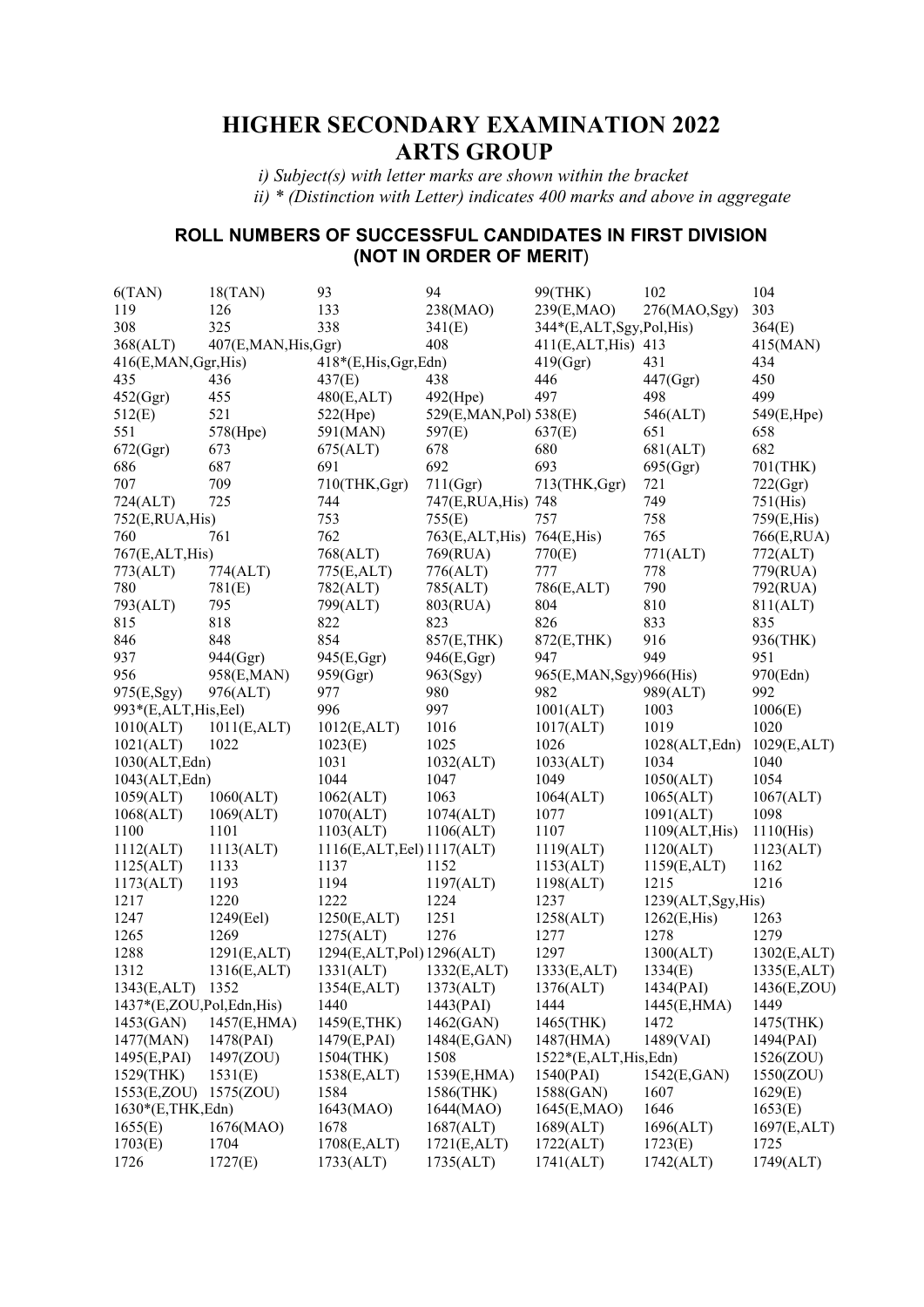# HIGHER SECONDARY EXAMINATION 2022
# ARTS GROUP

*i) Subject(s) with letter marks are shown within the bracket*
*ii) * (Distinction with Letter) indicates 400 marks and above in aggregate*

## ROLL NUMBERS OF SUCCESSFUL CANDIDATES IN FIRST DIVISION (NOT IN ORDER OF MERIT)

6(TAN) 18(TAN) 93 94 99(THK) 102 104
119 126 133 238(MAO) 239(E,MAO) 276(MAO,Sgy) 303
308 325 338 341(E) 344*(E,ALT,Sgy,Pol,His) 364(E)
368(ALT) 407(E,MAN,His,Ggr) 408 411(E,ALT,His) 413 415(MAN)
416(E,MAN,Ggr,His) 418*(E,His,Ggr,Edn) 419(Ggr) 431 434
435 436 437(E) 438 446 447(Ggr) 450
452(Ggr) 455 480(E,ALT) 492(Hpe) 497 498 499
512(E) 521 522(Hpe) 529(E,MAN,Pol) 538(E) 546(ALT) 549(E,Hpe)
551 578(Hpe) 591(MAN) 597(E) 637(E) 651 658
672(Ggr) 673 675(ALT) 678 680 681(ALT) 682
686 687 691 692 693 695(Ggr) 701(THK)
707 709 710(THK,Ggr) 711(Ggr) 713(THK,Ggr) 721 722(Ggr)
724(ALT) 725 744 747(E,RUA,His) 748 749 751(His)
752(E,RUA,His) 753 755(E) 757 758 759(E,His)
760 761 762 763(E,ALT,His) 764(E,His) 765 766(E,RUA)
767(E,ALT,His) 768(ALT) 769(RUA) 770(E) 771(ALT) 772(ALT)
773(ALT) 774(ALT) 775(E,ALT) 776(ALT) 777 778 779(RUA)
780 781(E) 782(ALT) 785(ALT) 786(E,ALT) 790 792(RUA)
793(ALT) 795 799(ALT) 803(RUA) 804 810 811(ALT)
815 818 822 823 826 833 835
846 848 854 857(E,THK) 872(E,THK) 916 936(THK)
937 944(Ggr) 945(E,Ggr) 946(E,Ggr) 947 949 951
956 958(E,MAN) 959(Ggr) 963(Sgy) 965(E,MAN,Sgy) 966(His) 970(Edn)
975(E,Sgy) 976(ALT) 977 980 982 989(ALT) 992
993*(E,ALT,His,Eel) 996 997 1001(ALT) 1003 1006(E)
1010(ALT) 1011(E,ALT) 1012(E,ALT) 1016 1017(ALT) 1019 1020
1021(ALT) 1022 1023(E) 1025 1026 1028(ALT,Edn) 1029(E,ALT)
1030(ALT,Edn) 1031 1032(ALT) 1033(ALT) 1034 1040
1043(ALT,Edn) 1044 1047 1049 1050(ALT) 1054
1059(ALT) 1060(ALT) 1062(ALT) 1063 1064(ALT) 1065(ALT) 1067(ALT)
1068(ALT) 1069(ALT) 1070(ALT) 1074(ALT) 1077 1091(ALT) 1098
1100 1101 1103(ALT) 1106(ALT) 1107 1109(ALT,His) 1110(His)
1112(ALT) 1113(ALT) 1116(E,ALT,Eel) 1117(ALT) 1119(ALT) 1120(ALT) 1123(ALT)
1125(ALT) 1133 1137 1152 1153(ALT) 1159(E,ALT) 1162
1173(ALT) 1193 1194 1197(ALT) 1198(ALT) 1215 1216
1217 1220 1222 1224 1237 1239(ALT,Sgy,His)
1247 1249(Eel) 1250(E,ALT) 1251 1258(ALT) 1262(E,His) 1263
1265 1269 1275(ALT) 1276 1277 1278 1279
1288 1291(E,ALT) 1294(E,ALT,Pol) 1296(ALT) 1297 1300(ALT) 1302(E,ALT)
1312 1316(E,ALT) 1331(ALT) 1332(E,ALT) 1333(E,ALT) 1334(E) 1335(E,ALT)
1343(E,ALT) 1352 1354(E,ALT) 1373(ALT) 1376(ALT) 1434(PAI) 1436(E,ZOU)
1437*(E,ZOU,Pol,Edn,His) 1440 1443(PAI) 1444 1445(E,HMA) 1449
1453(GAN) 1457(E,HMA) 1459(E,THK) 1462(GAN) 1465(THK) 1472 1475(THK)
1477(MAN) 1478(PAI) 1479(E,PAI) 1484(E,GAN) 1487(HMA) 1489(VAI) 1494(PAI)
1495(E,PAI) 1497(ZOU) 1504(THK) 1508 1522*(E,ALT,His,Edn) 1526(ZOU)
1529(THK) 1531(E) 1538(E,ALT) 1539(E,HMA) 1540(PAI) 1542(E,GAN) 1550(ZOU)
1553(E,ZOU) 1575(ZOU) 1584 1586(THK) 1588(GAN) 1607 1629(E)
1630*(E,THK,Edn) 1643(MAO) 1644(MAO) 1645(E,MAO) 1646 1653(E)
1655(E) 1676(MAO) 1678 1687(ALT) 1689(ALT) 1696(ALT) 1697(E,ALT)
1703(E) 1704 1708(E,ALT) 1721(E,ALT) 1722(ALT) 1723(E) 1725
1726 1727(E) 1733(ALT) 1735(ALT) 1741(ALT) 1742(ALT) 1749(ALT)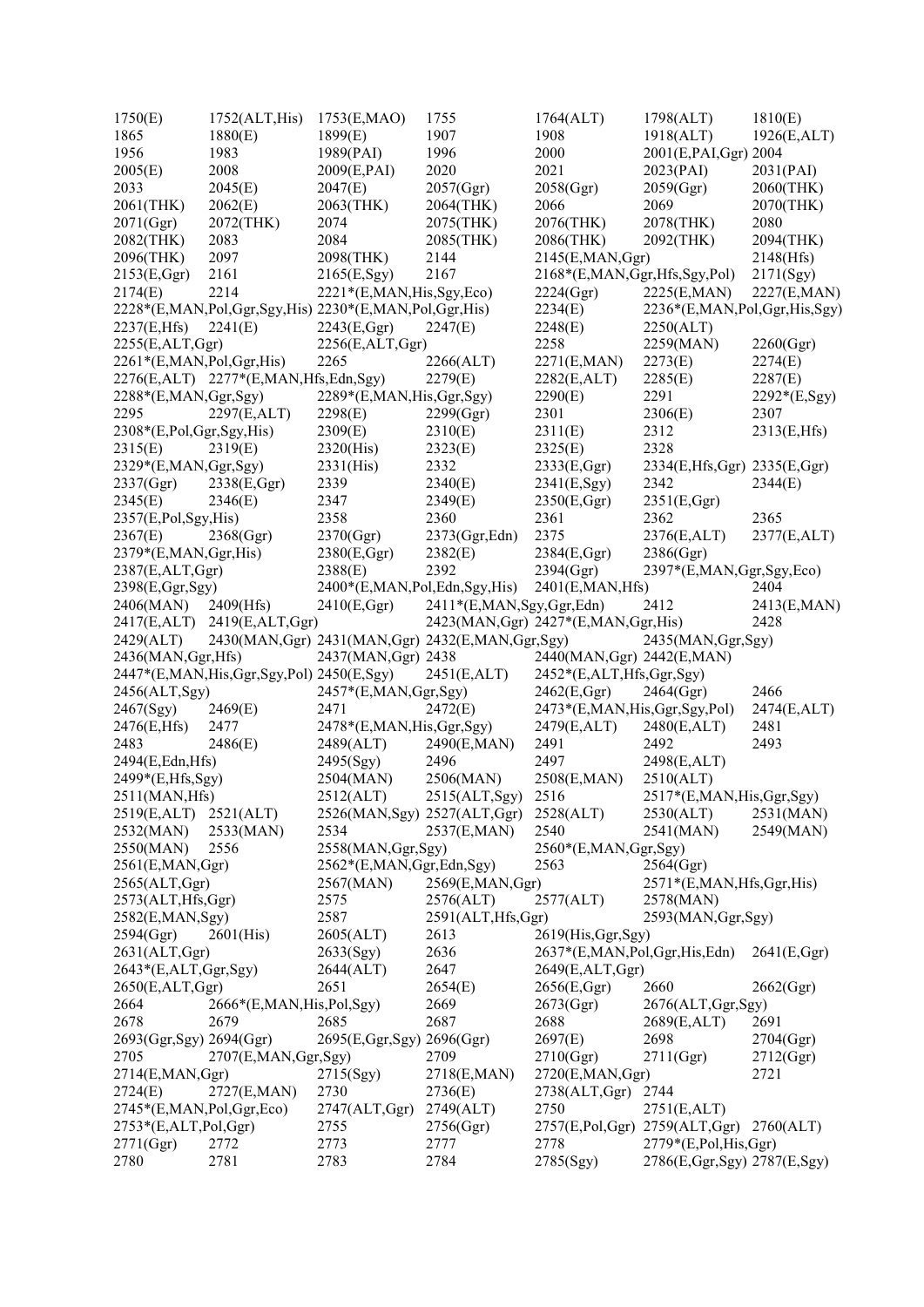1750(E) 1752(ALT,His) 1753(E,MAO) 1755 1764(ALT) 1798(ALT) 1810(E)
1865 1880(E) 1899(E) 1907 1908 1918(ALT) 1926(E,ALT)
1956 1983 1989(PAI) 1996 2000 2001(E,PAI,Ggr) 2004
2005(E) 2008 2009(E,PAI) 2020 2021 2023(PAI) 2031(PAI)
2033 2045(E) 2047(E) 2057(Ggr) 2058(Ggr) 2059(Ggr) 2060(THK)
2061(THK) 2062(E) 2063(THK) 2064(THK) 2066 2069 2070(THK)
2071(Ggr) 2072(THK) 2074 2075(THK) 2076(THK) 2078(THK) 2080
2082(THK) 2083 2084 2085(THK) 2086(THK) 2092(THK) 2094(THK)
2096(THK) 2097 2098(THK) 2144 2145(E,MAN,Ggr) 2148(Hfs)
2153(E,Ggr) 2161 2165(E,Sgy) 2167 2168*(E,MAN,Ggr,Hfs,Sgy,Pol) 2171(Sgy)
2174(E) 2214 2221*(E,MAN,His,Sgy,Eco) 2224(Ggr) 2225(E,MAN) 2227(E,MAN)
2228*(E,MAN,Pol,Ggr,Sgy,His) 2230*(E,MAN,Pol,Ggr,His) 2234(E) 2236*(E,MAN,Pol,Ggr,His,Sgy)
2237(E,Hfs) 2241(E) 2243(E,Ggr) 2247(E) 2248(E) 2250(ALT)
2255(E,ALT,Ggr) 2256(E,ALT,Ggr) 2258 2259(MAN) 2260(Ggr)
2261*(E,MAN,Pol,Ggr,His) 2265 2266(ALT) 2271(E,MAN) 2273(E) 2274(E)
2276(E,ALT) 2277*(E,MAN,Hfs,Edn,Sgy) 2279(E) 2282(E,ALT) 2285(E) 2287(E)
2288*(E,MAN,Ggr,Sgy) 2289*(E,MAN,His,Ggr,Sgy) 2290(E) 2291 2292*(E,Sgy)
2295 2297(E,ALT) 2298(E) 2299(Ggr) 2301 2306(E) 2307
2308*(E,Pol,Ggr,Sgy,His) 2309(E) 2310(E) 2311(E) 2312 2313(E,Hfs)
2315(E) 2319(E) 2320(His) 2323(E) 2325(E) 2328
2329*(E,MAN,Ggr,Sgy) 2331(His) 2332 2333(E,Ggr) 2334(E,Hfs,Ggr) 2335(E,Ggr)
2337(Ggr) 2338(E,Ggr) 2339 2340(E) 2341(E,Sgy) 2342 2344(E)
2345(E) 2346(E) 2347 2349(E) 2350(E,Ggr) 2351(E,Ggr)
2357(E,Pol,Sgy,His) 2358 2360 2361 2362 2365
2367(E) 2368(Ggr) 2370(Ggr) 2373(Ggr,Edn) 2375 2376(E,ALT) 2377(E,ALT)
2379*(E,MAN,Ggr,His) 2380(E,Ggr) 2382(E) 2384(E,Ggr) 2386(Ggr)
2387(E,ALT,Ggr) 2388(E) 2392 2394(Ggr) 2397*(E,MAN,Ggr,Sgy,Eco)
2398(E,Ggr,Sgy) 2400*(E,MAN,Pol,Edn,Sgy,His) 2401(E,MAN,Hfs) 2404
2406(MAN) 2409(Hfs) 2410(E,Ggr) 2411*(E,MAN,Sgy,Ggr,Edn) 2412 2413(E,MAN)
2417(E,ALT) 2419(E,ALT,Ggr) 2423(MAN,Ggr) 2427*(E,MAN,Ggr,His) 2428
2429(ALT) 2430(MAN,Ggr) 2431(MAN,Ggr) 2432(E,MAN,Ggr,Sgy) 2435(MAN,Ggr,Sgy)
2436(MAN,Ggr,Hfs) 2437(MAN,Ggr) 2438 2440(MAN,Ggr) 2442(E,MAN)
2447*(E,MAN,His,Ggr,Sgy,Pol) 2450(E,Sgy) 2451(E,ALT) 2452*(E,ALT,Hfs,Ggr,Sgy)
2456(ALT,Sgy) 2457*(E,MAN,Ggr,Sgy) 2462(E,Ggr) 2464(Ggr) 2466
2467(Sgy) 2469(E) 2471 2472(E) 2473*(E,MAN,His,Ggr,Sgy,Pol) 2474(E,ALT)
2476(E,Hfs) 2477 2478*(E,MAN,His,Ggr,Sgy) 2479(E,ALT) 2480(E,ALT) 2481
2483 2486(E) 2489(ALT) 2490(E,MAN) 2491 2492 2493
2494(E,Edn,Hfs) 2495(Sgy) 2496 2497 2498(E,ALT)
2499*(E,Hfs,Sgy) 2504(MAN) 2506(MAN) 2508(E,MAN) 2510(ALT)
2511(MAN,Hfs) 2512(ALT) 2515(ALT,Sgy) 2516 2517*(E,MAN,His,Ggr,Sgy)
2519(E,ALT) 2521(ALT) 2526(MAN,Sgy) 2527(ALT,Ggr) 2528(ALT) 2530(ALT) 2531(MAN)
2532(MAN) 2533(MAN) 2534 2537(E,MAN) 2540 2541(MAN) 2549(MAN)
2550(MAN) 2556 2558(MAN,Ggr,Sgy) 2560*(E,MAN,Ggr,Sgy)
2561(E,MAN,Ggr) 2562*(E,MAN,Ggr,Edn,Sgy) 2563 2564(Ggr)
2565(ALT,Ggr) 2567(MAN) 2569(E,MAN,Ggr) 2571*(E,MAN,Hfs,Ggr,His)
2573(ALT,Hfs,Ggr) 2575 2576(ALT) 2577(ALT) 2578(MAN)
2582(E,MAN,Sgy) 2587 2591(ALT,Hfs,Ggr) 2593(MAN,Ggr,Sgy)
2594(Ggr) 2601(His) 2605(ALT) 2613 2619(His,Ggr,Sgy)
2631(ALT,Ggr) 2633(Sgy) 2636 2637*(E,MAN,Pol,Ggr,His,Edn) 2641(E,Ggr)
2643*(E,ALT,Ggr,Sgy) 2644(ALT) 2647 2649(E,ALT,Ggr)
2650(E,ALT,Ggr) 2651 2654(E) 2656(E,Ggr) 2660 2662(Ggr)
2664 2666*(E,MAN,His,Pol,Sgy) 2669 2673(Ggr) 2676(ALT,Ggr,Sgy)
2678 2679 2685 2687 2688 2689(E,ALT) 2691
2693(Ggr,Sgy) 2694(Ggr) 2695(E,Ggr,Sgy) 2696(Ggr) 2697(E) 2698 2704(Ggr)
2705 2707(E,MAN,Ggr,Sgy) 2709 2710(Ggr) 2711(Ggr) 2712(Ggr)
2714(E,MAN,Ggr) 2715(Sgy) 2718(E,MAN) 2720(E,MAN,Ggr) 2721
2724(E) 2727(E,MAN) 2730 2736(E) 2738(ALT,Ggr) 2744
2745*(E,MAN,Pol,Ggr,Eco) 2747(ALT,Ggr) 2749(ALT) 2750 2751(E,ALT)
2753*(E,ALT,Pol,Ggr) 2755 2756(Ggr) 2757(E,Pol,Ggr) 2759(ALT,Ggr) 2760(ALT)
2771(Ggr) 2772 2773 2777 2778 2779*(E,Pol,His,Ggr)
2780 2781 2783 2784 2785(Sgy) 2786(E,Ggr,Sgy) 2787(E,Sgy)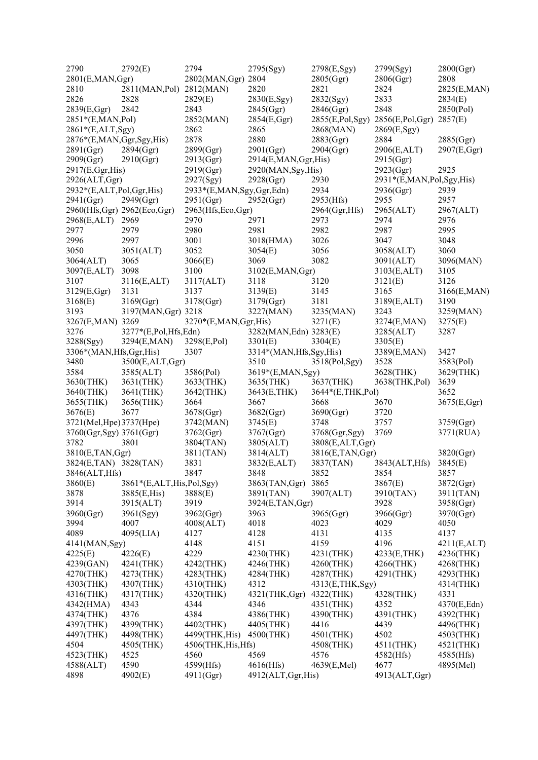2790 2792(E) 2794 2795(Sgy) 2798(E,Sgy) 2799(Sgy) 2800(Ggr)
2801(E,MAN,Ggr) 2802(MAN,Ggr) 2804 2805(Ggr) 2806(Ggr) 2808
2810 2811(MAN,Pol) 2812(MAN) 2820 2821 2824 2825(E,MAN)
2826 2828 2829(E) 2830(E,Sgy) 2832(Sgy) 2833 2834(E)
2839(E,Ggr) 2842 2843 2845(Ggr) 2846(Ggr) 2848 2850(Pol)
2851*(E,MAN,Pol) 2852(MAN) 2854(E,Ggr) 2855(E,Pol,Sgy) 2856(E,Pol,Ggr) 2857(E)
2861*(E,ALT,Sgy) 2862 2865 2868(MAN) 2869(E,Sgy)
2876*(E,MAN,Ggr,Sgy,His) 2878 2880 2883(Ggr) 2884 2885(Ggr)
2891(Ggr) 2894(Ggr) 2899(Ggr) 2901(Ggr) 2904(Ggr) 2906(E,ALT) 2907(E,Ggr)
2909(Ggr) 2910(Ggr) 2913(Ggr) 2914(E,MAN,Ggr,His) 2915(Ggr)
2917(E,Ggr,His) 2919(Ggr) 2920(MAN,Sgy,His) 2923(Ggr) 2925
2926(ALT,Ggr) 2927(Sgy) 2928(Ggr) 2930 2931*(E,MAN,Pol,Sgy,His)
2932*(E,ALT,Pol,Ggr,His) 2933*(E,MAN,Sgy,Ggr,Edn) 2934 2936(Ggr) 2939
2941(Ggr) 2949(Ggr) 2951(Ggr) 2952(Ggr) 2953(Hfs) 2955 2957
2960(Hfs,Ggr) 2962(Eco,Ggr) 2963(Hfs,Eco,Ggr) 2964(Ggr,Hfs) 2965(ALT) 2967(ALT)
2968(E,ALT) 2969 2970 2971 2973 2974 2976
2977 2979 2980 2981 2982 2987 2995
2996 2997 3001 3018(HMA) 3026 3047 3048
3050 3051(ALT) 3052 3054(E) 3056 3058(ALT) 3060
3064(ALT) 3065 3066(E) 3069 3082 3091(ALT) 3096(MAN)
3097(E,ALT) 3098 3100 3102(E,MAN,Ggr) 3103(E,ALT) 3105
3107 3116(E,ALT) 3117(ALT) 3118 3120 3121(E) 3126
3129(E,Ggr) 3131 3137 3139(E) 3145 3165 3166(E,MAN)
3168(E) 3169(Ggr) 3178(Ggr) 3179(Ggr) 3181 3189(E,ALT) 3190
3193 3197(MAN,Ggr) 3218 3227(MAN) 3235(MAN) 3243 3259(MAN)
3267(E,MAN) 3269 3270*(E,MAN,Ggr,His) 3271(E) 3274(E,MAN) 3275(E)
3276 3277*(E,Pol,Hfs,Edn) 3282(MAN,Edn) 3283(E) 3285(ALT) 3287
3288(Sgy) 3294(E,MAN) 3298(E,Pol) 3301(E) 3304(E) 3305(E)
3306*(MAN,Hfs,Ggr,His) 3307 3314*(MAN,Hfs,Sgy,His) 3389(E,MAN) 3427
3480 3500(E,ALT,Ggr) 3510 3518(Pol,Sgy) 3528 3583(Pol)
3584 3585(ALT) 3586(Pol) 3619*(E,MAN,Sgy) 3628(THK) 3629(THK)
3630(THK) 3631(THK) 3633(THK) 3635(THK) 3637(THK) 3638(THK,Pol) 3639
3640(THK) 3641(THK) 3642(THK) 3643(E,THK) 3644*(E,THK,Pol) 3652
3655(THK) 3656(THK) 3664 3667 3668 3670 3675(E,Ggr)
3676(E) 3677 3678(Ggr) 3682(Ggr) 3690(Ggr) 3720
3721(Mel,Hpe) 3737(Hpe) 3742(MAN) 3745(E) 3748 3757 3759(Ggr)
3760(Ggr,Sgy) 3761(Ggr) 3762(Ggr) 3767(Ggr) 3768(Ggr,Sgy) 3769 3771(RUA)
3782 3801 3804(TAN) 3805(ALT) 3808(E,ALT,Ggr)
3810(E,TAN,Ggr) 3811(TAN) 3814(ALT) 3816(E,TAN,Ggr) 3820(Ggr)
3824(E,TAN) 3828(TAN) 3831 3832(E,ALT) 3837(TAN) 3843(ALT,Hfs) 3845(E)
3846(ALT,Hfs) 3847 3848 3852 3854 3857
3860(E) 3861*(E,ALT,His,Pol,Sgy) 3863(TAN,Ggr) 3865 3867(E) 3872(Ggr)
3878 3885(E,His) 3888(E) 3891(TAN) 3907(ALT) 3910(TAN) 3911(TAN)
3914 3915(ALT) 3919 3924(E,TAN,Ggr) 3928 3958(Ggr)
3960(Ggr) 3961(Sgy) 3962(Ggr) 3963 3965(Ggr) 3966(Ggr) 3970(Ggr)
3994 4007 4008(ALT) 4018 4023 4029 4050
4089 4095(LIA) 4127 4128 4131 4135 4137
4141(MAN,Sgy) 4148 4151 4159 4196 4211(E,ALT)
4225(E) 4226(E) 4229 4230(THK) 4231(THK) 4233(E,THK) 4236(THK)
4239(GAN) 4241(THK) 4242(THK) 4246(THK) 4260(THK) 4266(THK) 4268(THK)
4270(THK) 4273(THK) 4283(THK) 4284(THK) 4287(THK) 4291(THK) 4293(THK)
4303(THK) 4307(THK) 4310(THK) 4312 4313(E,THK,Sgy) 4314(THK)
4316(THK) 4317(THK) 4320(THK) 4321(THK,Ggr) 4322(THK) 4328(THK) 4331
4342(HMA) 4343 4344 4346 4351(THK) 4352 4370(E,Edn)
4374(THK) 4376 4384 4386(THK) 4390(THK) 4391(THK) 4392(THK)
4397(THK) 4399(THK) 4402(THK) 4405(THK) 4416 4439 4496(THK)
4497(THK) 4498(THK) 4499(THK,His) 4500(THK) 4501(THK) 4502 4503(THK)
4504 4505(THK) 4506(THK,His,Hfs) 4508(THK) 4511(THK) 4521(THK)
4523(THK) 4525 4560 4569 4576 4582(Hfs) 4585(Hfs)
4588(ALT) 4590 4599(Hfs) 4616(Hfs) 4639(E,Mel) 4677 4895(Mel)
4898 4902(E) 4911(Ggr) 4912(ALT,Ggr,His) 4913(ALT,Ggr)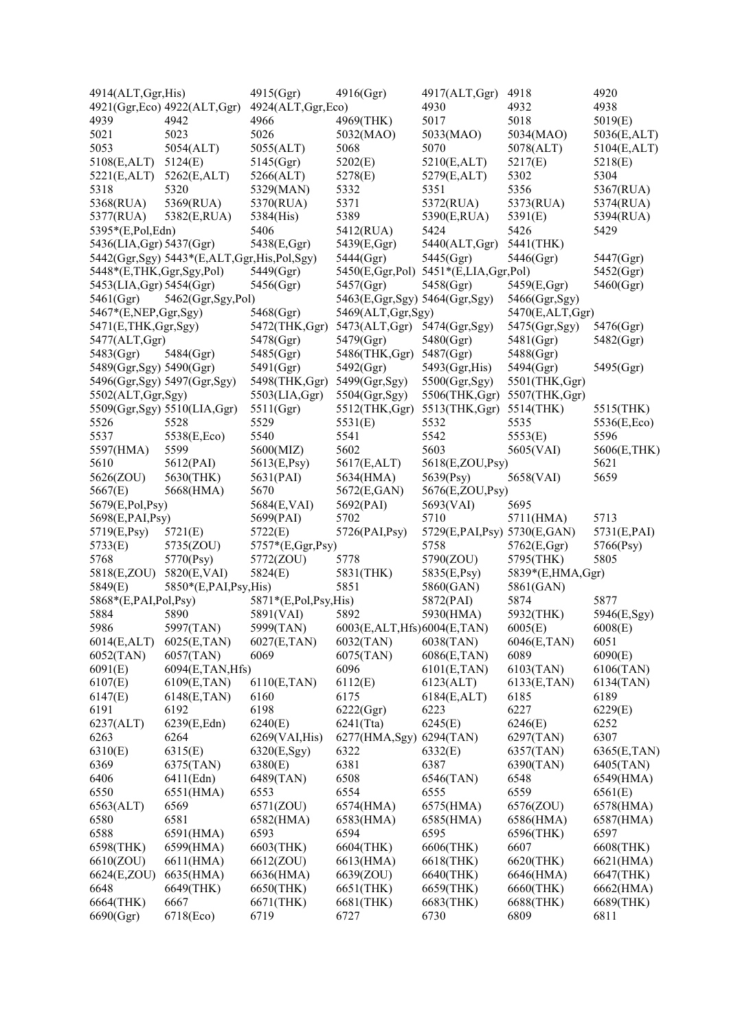4914(ALT,Ggr,His) 4915(Ggr) 4916(Ggr) 4917(ALT,Ggr) 4918 4920
4921(Ggr,Eco) 4922(ALT,Ggr) 4924(ALT,Ggr,Eco) 4930 4932 4938
4939 4942 4966 4969(THK) 5017 5018 5019(E)
5021 5023 5026 5032(MAO) 5033(MAO) 5034(MAO) 5036(E,ALT)
5053 5054(ALT) 5055(ALT) 5068 5070 5078(ALT) 5104(E,ALT)
5108(E,ALT) 5124(E) 5145(Ggr) 5202(E) 5210(E,ALT) 5217(E) 5218(E)
5221(E,ALT) 5262(E,ALT) 5266(ALT) 5278(E) 5279(E,ALT) 5302 5304
5318 5320 5329(MAN) 5332 5351 5356 5367(RUA)
5368(RUA) 5369(RUA) 5370(RUA) 5371 5372(RUA) 5373(RUA) 5374(RUA)
5377(RUA) 5382(E,RUA) 5384(His) 5389 5390(E,RUA) 5391(E) 5394(RUA)
5395*(E,Pol,Edn) 5406 5412(RUA) 5424 5426 5429
5436(LIA,Ggr) 5437(Ggr) 5438(E,Ggr) 5439(E,Ggr) 5440(ALT,Ggr) 5441(THK)
5442(Ggr,Sgy) 5443*(E,ALT,Ggr,His,Pol,Sgy) 5444(Ggr) 5445(Ggr) 5446(Ggr) 5447(Ggr)
5448*(E,THK,Ggr,Sgy,Pol) 5449(Ggr) 5450(E,Ggr,Pol) 5451*(E,LIA,Ggr,Pol) 5452(Ggr)
5453(LIA,Ggr) 5454(Ggr) 5456(Ggr) 5457(Ggr) 5458(Ggr) 5459(E,Ggr) 5460(Ggr)
5461(Ggr) 5462(Ggr,Sgy,Pol) 5463(E,Ggr,Sgy) 5464(Ggr,Sgy) 5466(Ggr,Sgy)
5467*(E,NEP,Ggr,Sgy) 5468(Ggr) 5469(ALT,Ggr,Sgy) 5470(E,ALT,Ggr)
5471(E,THK,Ggr,Sgy) 5472(THK,Ggr) 5473(ALT,Ggr) 5474(Ggr,Sgy) 5475(Ggr,Sgy) 5476(Ggr)
5477(ALT,Ggr) 5478(Ggr) 5479(Ggr) 5480(Ggr) 5481(Ggr) 5482(Ggr)
5483(Ggr) 5484(Ggr) 5485(Ggr) 5486(THK,Ggr) 5487(Ggr) 5488(Ggr)
5489(Ggr,Sgy) 5490(Ggr) 5491(Ggr) 5492(Ggr) 5493(Ggr,His) 5494(Ggr) 5495(Ggr)
5496(Ggr,Sgy) 5497(Ggr,Sgy) 5498(THK,Ggr) 5499(Ggr,Sgy) 5500(Ggr,Sgy) 5501(THK,Ggr)
5502(ALT,Ggr,Sgy) 5503(LIA,Ggr) 5504(Ggr,Sgy) 5506(THK,Ggr) 5507(THK,Ggr)
5509(Ggr,Sgy) 5510(LIA,Ggr) 5511(Ggr) 5512(THK,Ggr) 5513(THK,Ggr) 5514(THK) 5515(THK)
5526 5528 5529 5531(E) 5532 5535 5536(E,Eco)
5537 5538(E,Eco) 5540 5541 5542 5553(E) 5596
5597(HMA) 5599 5600(MIZ) 5602 5603 5605(VAI) 5606(E,THK)
5610 5612(PAI) 5613(E,Psy) 5617(E,ALT) 5618(E,ZOU,Psy) 5621
5626(ZOU) 5630(THK) 5631(PAI) 5634(HMA) 5639(Psy) 5658(VAI) 5659
5667(E) 5668(HMA) 5670 5672(E,GAN) 5676(E,ZOU,Psy)
5679(E,Pol,Psy) 5684(E,VAI) 5692(PAI) 5693(VAI) 5695
5698(E,PAI,Psy) 5699(PAI) 5702 5710 5711(HMA) 5713
5719(E,Psy) 5721(E) 5722(E) 5726(PAI,Psy) 5729(E,PAI,Psy) 5730(E,GAN) 5731(E,PAI)
5733(E) 5735(ZOU) 5757*(E,Ggr,Psy) 5758 5762(E,Ggr) 5766(Psy)
5768 5770(Psy) 5772(ZOU) 5778 5790(ZOU) 5795(THK) 5805
5818(E,ZOU) 5820(E,VAI) 5824(E) 5831(THK) 5835(E,Psy) 5839*(E,HMA,Ggr)
5849(E) 5850*(E,PAI,Psy,His) 5851 5860(GAN) 5861(GAN)
5868*(E,PAI,Pol,Psy) 5871*(E,Pol,Psy,His) 5872(PAI) 5874 5877
5884 5890 5891(VAI) 5892 5930(HMA) 5932(THK) 5946(E,Sgy)
5986 5997(TAN) 5999(TAN) 6003(E,ALT,Hfs) 6004(E,TAN) 6005(E) 6008(E)
6014(E,ALT) 6025(E,TAN) 6027(E,TAN) 6032(TAN) 6038(TAN) 6046(E,TAN) 6051
6052(TAN) 6057(TAN) 6069 6075(TAN) 6086(E,TAN) 6089 6090(E)
6091(E) 6094(E,TAN,Hfs) 6096 6101(E,TAN) 6103(TAN) 6106(TAN)
6107(E) 6109(E,TAN) 6110(E,TAN) 6112(E) 6123(ALT) 6133(E,TAN) 6134(TAN)
6147(E) 6148(E,TAN) 6160 6175 6184(E,ALT) 6185 6189
6191 6192 6198 6222(Ggr) 6223 6227 6229(E)
6237(ALT) 6239(E,Edn) 6240(E) 6241(Tta) 6245(E) 6246(E) 6252
6263 6264 6269(VAI,His) 6277(HMA,Sgy) 6294(TAN) 6297(TAN) 6307
6310(E) 6315(E) 6320(E,Sgy) 6322 6332(E) 6357(TAN) 6365(E,TAN)
6369 6375(TAN) 6380(E) 6381 6387 6390(TAN) 6405(TAN)
6406 6411(Edn) 6489(TAN) 6508 6546(TAN) 6548 6549(HMA)
6550 6551(HMA) 6553 6554 6555 6559 6561(E)
6563(ALT) 6569 6571(ZOU) 6574(HMA) 6575(HMA) 6576(ZOU) 6578(HMA)
6580 6581 6582(HMA) 6583(HMA) 6585(HMA) 6586(HMA) 6587(HMA)
6588 6591(HMA) 6593 6594 6595 6596(THK) 6597
6598(THK) 6599(HMA) 6603(THK) 6604(THK) 6606(THK) 6607 6608(THK)
6610(ZOU) 6611(HMA) 6612(ZOU) 6613(HMA) 6618(THK) 6620(THK) 6621(HMA)
6624(E,ZOU) 6635(HMA) 6636(HMA) 6639(ZOU) 6640(THK) 6646(HMA) 6647(THK)
6648 6649(THK) 6650(THK) 6651(THK) 6659(THK) 6660(THK) 6662(HMA)
6664(THK) 6667 6671(THK) 6681(THK) 6683(THK) 6688(THK) 6689(THK)
6690(Ggr) 6718(Eco) 6719 6727 6730 6809 6811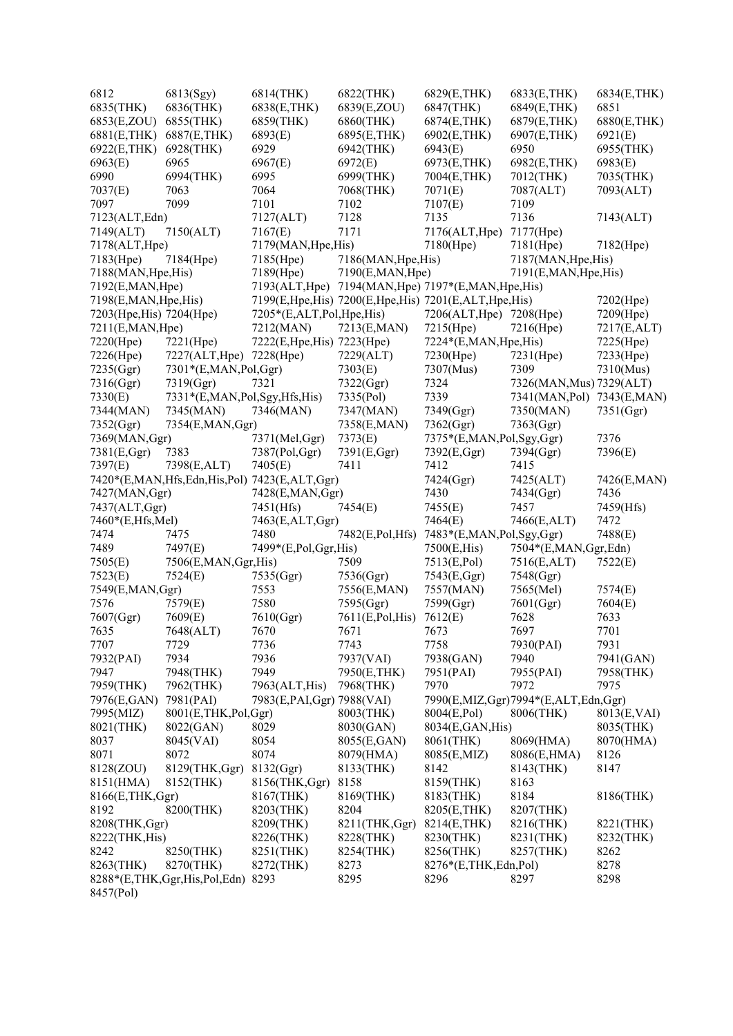6812 6813(Sgy) 6814(THK) 6822(THK) 6829(E,THK) 6833(E,THK) 6834(E,THK)
6835(THK) 6836(THK) 6838(E,THK) 6839(E,ZOU) 6847(THK) 6849(E,THK) 6851
6853(E,ZOU) 6855(THK) 6859(THK) 6860(THK) 6874(E,THK) 6879(E,THK) 6880(E,THK)
6881(E,THK) 6887(E,THK) 6893(E) 6895(E,THK) 6902(E,THK) 6907(E,THK) 6921(E)
6922(E,THK) 6928(THK) 6929 6942(THK) 6943(E) 6950 6955(THK)
6963(E) 6965 6967(E) 6972(E) 6973(E,THK) 6982(E,THK) 6983(E)
6990 6994(THK) 6995 6999(THK) 7004(E,THK) 7012(THK) 7035(THK)
7037(E) 7063 7064 7068(THK) 7071(E) 7087(ALT) 7093(ALT)
7097 7099 7101 7102 7107(E) 7109
7123(ALT,Edn) 7127(ALT) 7128 7135 7136 7143(ALT)
7149(ALT) 7150(ALT) 7167(E) 7171 7176(ALT,Hpe) 7177(Hpe)
7178(ALT,Hpe) 7179(MAN,Hpe,His) 7180(Hpe) 7181(Hpe) 7182(Hpe)
7183(Hpe) 7184(Hpe) 7185(Hpe) 7186(MAN,Hpe,His) 7187(MAN,Hpe,His)
7188(MAN,Hpe,His) 7189(Hpe) 7190(E,MAN,Hpe) 7191(E,MAN,Hpe,His)
7192(E,MAN,Hpe) 7193(ALT,Hpe) 7194(MAN,Hpe) 7197*(E,MAN,Hpe,His)
7198(E,MAN,Hpe,His) 7199(E,Hpe,His) 7200(E,Hpe,His) 7201(E,ALT,Hpe,His) 7202(Hpe)
7203(Hpe,His) 7204(Hpe) 7205*(E,ALT,Pol,Hpe,His) 7206(ALT,Hpe) 7208(Hpe) 7209(Hpe)
7211(E,MAN,Hpe) 7212(MAN) 7213(E,MAN) 7215(Hpe) 7216(Hpe) 7217(E,ALT)
7220(Hpe) 7221(Hpe) 7222(E,Hpe,His) 7223(Hpe) 7224*(E,MAN,Hpe,His) 7225(Hpe)
7226(Hpe) 7227(ALT,Hpe) 7228(Hpe) 7229(ALT) 7230(Hpe) 7231(Hpe) 7233(Hpe)
7235(Ggr) 7301*(E,MAN,Pol,Ggr) 7303(E) 7307(Mus) 7309 7310(Mus)
7316(Ggr) 7319(Ggr) 7321 7322(Ggr) 7324 7326(MAN,Mus) 7329(ALT)
7330(E) 7331*(E,MAN,Pol,Sgy,Hfs,His) 7335(Pol) 7339 7341(MAN,Pol) 7343(E,MAN)
7344(MAN) 7345(MAN) 7346(MAN) 7347(MAN) 7349(Ggr) 7350(MAN) 7351(Ggr)
7352(Ggr) 7354(E,MAN,Ggr) 7358(E,MAN) 7362(Ggr) 7363(Ggr)
7369(MAN,Ggr) 7371(Mel,Ggr) 7373(E) 7375*(E,MAN,Pol,Sgy,Ggr) 7376
7381(E,Ggr) 7383 7387(Pol,Ggr) 7391(E,Ggr) 7392(E,Ggr) 7394(Ggr) 7396(E)
7397(E) 7398(E,ALT) 7405(E) 7411 7412 7415
7420*(E,MAN,Hfs,Edn,His,Pol) 7423(E,ALT,Ggr) 7424(Ggr) 7425(ALT) 7426(E,MAN)
7427(MAN,Ggr) 7428(E,MAN,Ggr) 7430 7434(Ggr) 7436
7437(ALT,Ggr) 7451(Hfs) 7454(E) 7455(E) 7457 7459(Hfs)
7460*(E,Hfs,Mel) 7463(E,ALT,Ggr) 7464(E) 7466(E,ALT) 7472
7474 7475 7480 7482(E,Pol,Hfs) 7483*(E,MAN,Pol,Sgy,Ggr) 7488(E)
7489 7497(E) 7499*(E,Pol,Ggr,His) 7500(E,His) 7504*(E,MAN,Ggr,Edn)
7505(E) 7506(E,MAN,Ggr,His) 7509 7513(E,Pol) 7516(E,ALT) 7522(E)
7523(E) 7524(E) 7535(Ggr) 7536(Ggr) 7543(E,Ggr) 7548(Ggr)
7549(E,MAN,Ggr) 7553 7556(E,MAN) 7557(MAN) 7565(Mel) 7574(E)
7576 7579(E) 7580 7595(Ggr) 7599(Ggr) 7601(Ggr) 7604(E)
7607(Ggr) 7609(E) 7610(Ggr) 7611(E,Pol,His) 7612(E) 7628 7633
7635 7648(ALT) 7670 7671 7673 7697 7701
7707 7729 7736 7743 7758 7930(PAI) 7931
7932(PAI) 7934 7936 7937(VAI) 7938(GAN) 7940 7941(GAN)
7947 7948(THK) 7949 7950(E,THK) 7951(PAI) 7955(PAI) 7958(THK)
7959(THK) 7962(THK) 7963(ALT,His) 7968(THK) 7970 7972 7975
7976(E,GAN) 7981(PAI) 7983(E,PAI,Ggr) 7988(VAI) 7990(E,MIZ,Ggr) 7994*(E,ALT,Edn,Ggr)
7995(MIZ) 8001(E,THK,Pol,Ggr) 8003(THK) 8004(E,Pol) 8006(THK) 8013(E,VAI)
8021(THK) 8022(GAN) 8029 8030(GAN) 8034(E,GAN,His) 8035(THK)
8037 8045(VAI) 8054 8055(E,GAN) 8061(THK) 8069(HMA) 8070(HMA)
8071 8072 8074 8079(HMA) 8085(E,MIZ) 8086(E,HMA) 8126
8128(ZOU) 8129(THK,Ggr) 8132(Ggr) 8133(THK) 8142 8143(THK) 8147
8151(HMA) 8152(THK) 8156(THK,Ggr) 8158 8159(THK) 8163
8166(E,THK,Ggr) 8167(THK) 8169(THK) 8183(THK) 8184 8186(THK)
8192 8200(THK) 8203(THK) 8204 8205(E,THK) 8207(THK)
8208(THK,Ggr) 8209(THK) 8211(THK,Ggr) 8214(E,THK) 8216(THK) 8221(THK)
8222(THK,His) 8226(THK) 8228(THK) 8230(THK) 8231(THK) 8232(THK)
8242 8250(THK) 8251(THK) 8254(THK) 8256(THK) 8257(THK) 8262
8263(THK) 8270(THK) 8272(THK) 8273 8276*(E,THK,Edn,Pol) 8278
8288*(E,THK,Ggr,His,Pol,Edn) 8293 8295 8296 8297 8298
8457(Pol)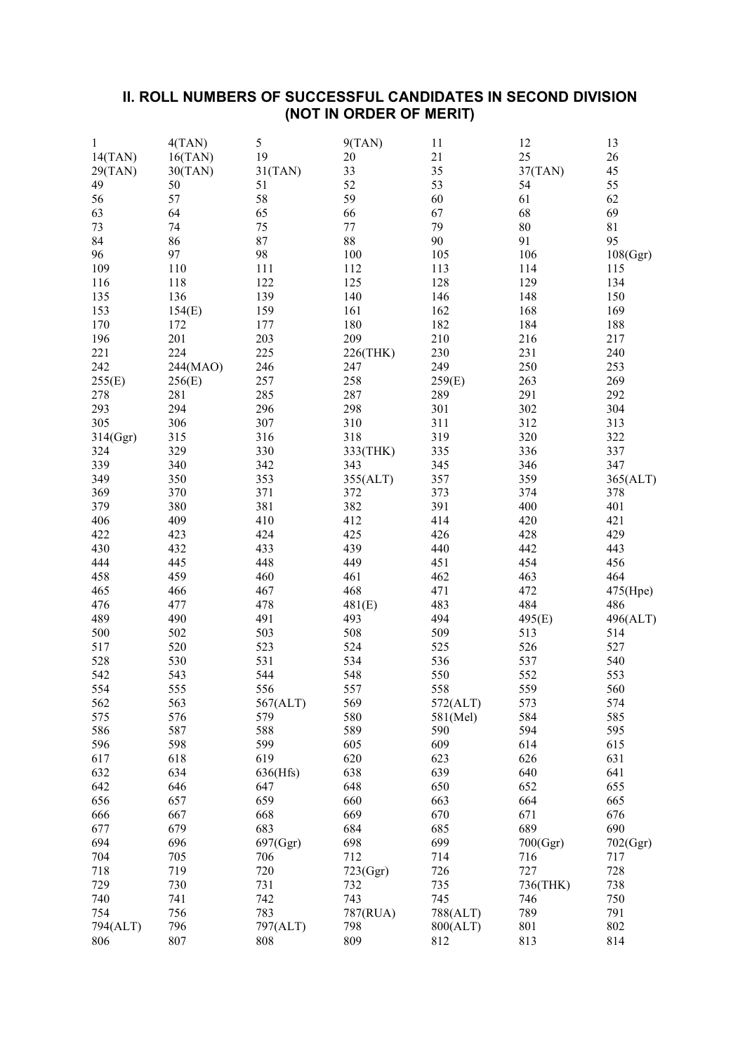## II. ROLL NUMBERS OF SUCCESSFUL CANDIDATES IN SECOND DIVISION (NOT IN ORDER OF MERIT)

| | | | | | | |
|---|---|---|---|---|---|---|
| 1 | 4(TAN) | 5 | 9(TAN) | 11 | 12 | 13 |
| 14(TAN) | 16(TAN) | 19 | 20 | 21 | 25 | 26 |
| 29(TAN) | 30(TAN) | 31(TAN) | 33 | 35 | 37(TAN) | 45 |
| 49 | 50 | 51 | 52 | 53 | 54 | 55 |
| 56 | 57 | 58 | 59 | 60 | 61 | 62 |
| 63 | 64 | 65 | 66 | 67 | 68 | 69 |
| 73 | 74 | 75 | 77 | 79 | 80 | 81 |
| 84 | 86 | 87 | 88 | 90 | 91 | 95 |
| 96 | 97 | 98 | 100 | 105 | 106 | 108(Ggr) |
| 109 | 110 | 111 | 112 | 113 | 114 | 115 |
| 116 | 118 | 122 | 125 | 128 | 129 | 134 |
| 135 | 136 | 139 | 140 | 146 | 148 | 150 |
| 153 | 154(E) | 159 | 161 | 162 | 168 | 169 |
| 170 | 172 | 177 | 180 | 182 | 184 | 188 |
| 196 | 201 | 203 | 209 | 210 | 216 | 217 |
| 221 | 224 | 225 | 226(THK) | 230 | 231 | 240 |
| 242 | 244(MAO) | 246 | 247 | 249 | 250 | 253 |
| 255(E) | 256(E) | 257 | 258 | 259(E) | 263 | 269 |
| 278 | 281 | 285 | 287 | 289 | 291 | 292 |
| 293 | 294 | 296 | 298 | 301 | 302 | 304 |
| 305 | 306 | 307 | 310 | 311 | 312 | 313 |
| 314(Ggr) | 315 | 316 | 318 | 319 | 320 | 322 |
| 324 | 329 | 330 | 333(THK) | 335 | 336 | 337 |
| 339 | 340 | 342 | 343 | 345 | 346 | 347 |
| 349 | 350 | 353 | 355(ALT) | 357 | 359 | 365(ALT) |
| 369 | 370 | 371 | 372 | 373 | 374 | 378 |
| 379 | 380 | 381 | 382 | 391 | 400 | 401 |
| 406 | 409 | 410 | 412 | 414 | 420 | 421 |
| 422 | 423 | 424 | 425 | 426 | 428 | 429 |
| 430 | 432 | 433 | 439 | 440 | 442 | 443 |
| 444 | 445 | 448 | 449 | 451 | 454 | 456 |
| 458 | 459 | 460 | 461 | 462 | 463 | 464 |
| 465 | 466 | 467 | 468 | 471 | 472 | 475(Hpe) |
| 476 | 477 | 478 | 481(E) | 483 | 484 | 486 |
| 489 | 490 | 491 | 493 | 494 | 495(E) | 496(ALT) |
| 500 | 502 | 503 | 508 | 509 | 513 | 514 |
| 517 | 520 | 523 | 524 | 525 | 526 | 527 |
| 528 | 530 | 531 | 534 | 536 | 537 | 540 |
| 542 | 543 | 544 | 548 | 550 | 552 | 553 |
| 554 | 555 | 556 | 557 | 558 | 559 | 560 |
| 562 | 563 | 567(ALT) | 569 | 572(ALT) | 573 | 574 |
| 575 | 576 | 579 | 580 | 581(Mel) | 584 | 585 |
| 586 | 587 | 588 | 589 | 590 | 594 | 595 |
| 596 | 598 | 599 | 605 | 609 | 614 | 615 |
| 617 | 618 | 619 | 620 | 623 | 626 | 631 |
| 632 | 634 | 636(Hfs) | 638 | 639 | 640 | 641 |
| 642 | 646 | 647 | 648 | 650 | 652 | 655 |
| 656 | 657 | 659 | 660 | 663 | 664 | 665 |
| 666 | 667 | 668 | 669 | 670 | 671 | 676 |
| 677 | 679 | 683 | 684 | 685 | 689 | 690 |
| 694 | 696 | 697(Ggr) | 698 | 699 | 700(Ggr) | 702(Ggr) |
| 704 | 705 | 706 | 712 | 714 | 716 | 717 |
| 718 | 719 | 720 | 723(Ggr) | 726 | 727 | 728 |
| 729 | 730 | 731 | 732 | 735 | 736(THK) | 738 |
| 740 | 741 | 742 | 743 | 745 | 746 | 750 |
| 754 | 756 | 783 | 787(RUA) | 788(ALT) | 789 | 791 |
| 794(ALT) | 796 | 797(ALT) | 798 | 800(ALT) | 801 | 802 |
| 806 | 807 | 808 | 809 | 812 | 813 | 814 |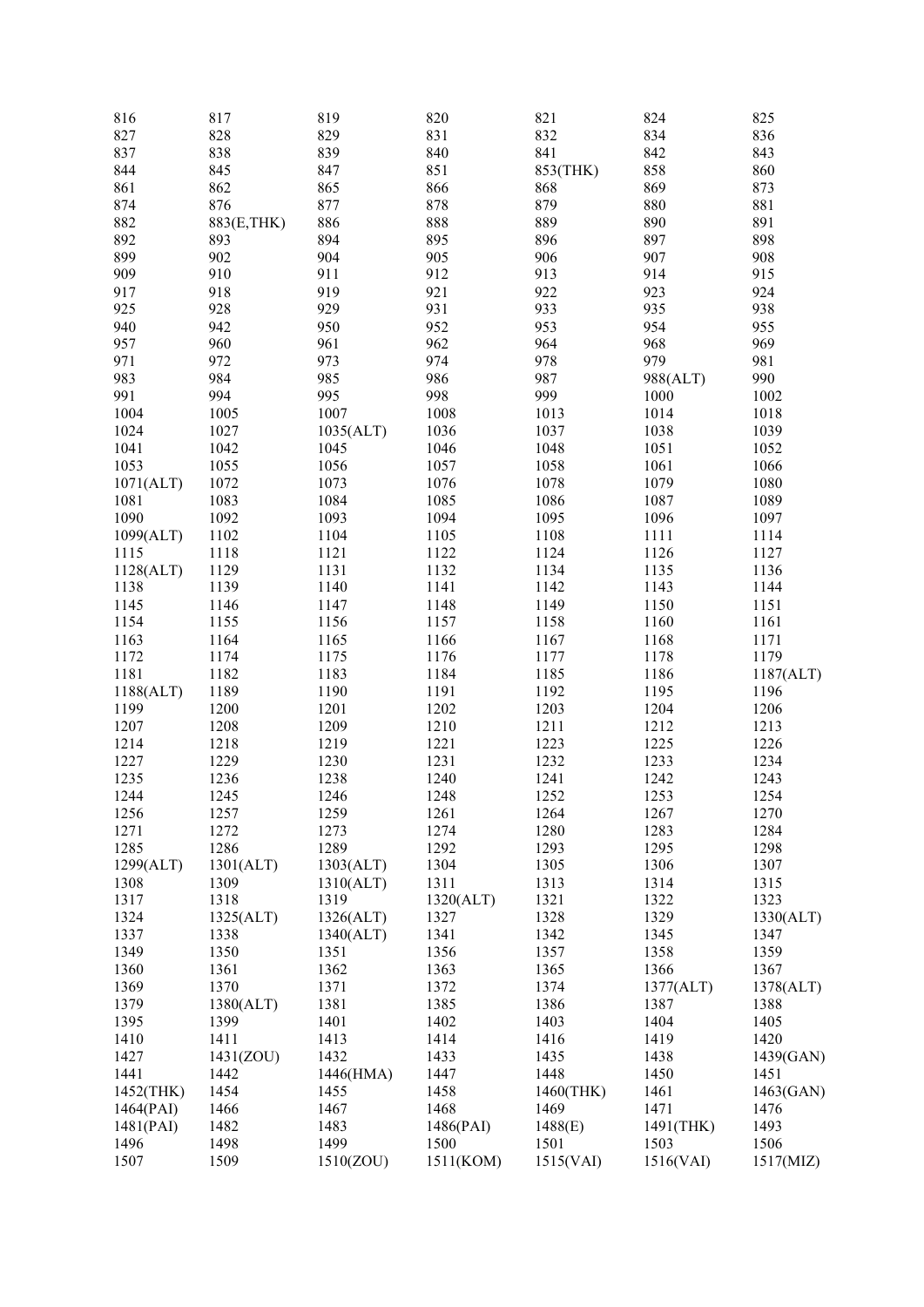| 816 | 817 | 819 | 820 | 821 | 824 | 825 |
|---|---|---|---|---|---|---|
| 827 | 828 | 829 | 831 | 832 | 834 | 836 |
| 837 | 838 | 839 | 840 | 841 | 842 | 843 |
| 844 | 845 | 847 | 851 | 853(THK) | 858 | 860 |
| 861 | 862 | 865 | 866 | 868 | 869 | 873 |
| 874 | 876 | 877 | 878 | 879 | 880 | 881 |
| 882 | 883(E,THK) | 886 | 888 | 889 | 890 | 891 |
| 892 | 893 | 894 | 895 | 896 | 897 | 898 |
| 899 | 902 | 904 | 905 | 906 | 907 | 908 |
| 909 | 910 | 911 | 912 | 913 | 914 | 915 |
| 917 | 918 | 919 | 921 | 922 | 923 | 924 |
| 925 | 928 | 929 | 931 | 933 | 935 | 938 |
| 940 | 942 | 950 | 952 | 953 | 954 | 955 |
| 957 | 960 | 961 | 962 | 964 | 968 | 969 |
| 971 | 972 | 973 | 974 | 978 | 979 | 981 |
| 983 | 984 | 985 | 986 | 987 | 988(ALT) | 990 |
| 991 | 994 | 995 | 998 | 999 | 1000 | 1002 |
| 1004 | 1005 | 1007 | 1008 | 1013 | 1014 | 1018 |
| 1024 | 1027 | 1035(ALT) | 1036 | 1037 | 1038 | 1039 |
| 1041 | 1042 | 1045 | 1046 | 1048 | 1051 | 1052 |
| 1053 | 1055 | 1056 | 1057 | 1058 | 1061 | 1066 |
| 1071(ALT) | 1072 | 1073 | 1076 | 1078 | 1079 | 1080 |
| 1081 | 1083 | 1084 | 1085 | 1086 | 1087 | 1089 |
| 1090 | 1092 | 1093 | 1094 | 1095 | 1096 | 1097 |
| 1099(ALT) | 1102 | 1104 | 1105 | 1108 | 1111 | 1114 |
| 1115 | 1118 | 1121 | 1122 | 1124 | 1126 | 1127 |
| 1128(ALT) | 1129 | 1131 | 1132 | 1134 | 1135 | 1136 |
| 1138 | 1139 | 1140 | 1141 | 1142 | 1143 | 1144 |
| 1145 | 1146 | 1147 | 1148 | 1149 | 1150 | 1151 |
| 1154 | 1155 | 1156 | 1157 | 1158 | 1160 | 1161 |
| 1163 | 1164 | 1165 | 1166 | 1167 | 1168 | 1171 |
| 1172 | 1174 | 1175 | 1176 | 1177 | 1178 | 1179 |
| 1181 | 1182 | 1183 | 1184 | 1185 | 1186 | 1187(ALT) |
| 1188(ALT) | 1189 | 1190 | 1191 | 1192 | 1195 | 1196 |
| 1199 | 1200 | 1201 | 1202 | 1203 | 1204 | 1206 |
| 1207 | 1208 | 1209 | 1210 | 1211 | 1212 | 1213 |
| 1214 | 1218 | 1219 | 1221 | 1223 | 1225 | 1226 |
| 1227 | 1229 | 1230 | 1231 | 1232 | 1233 | 1234 |
| 1235 | 1236 | 1238 | 1240 | 1241 | 1242 | 1243 |
| 1244 | 1245 | 1246 | 1248 | 1252 | 1253 | 1254 |
| 1256 | 1257 | 1259 | 1261 | 1264 | 1267 | 1270 |
| 1271 | 1272 | 1273 | 1274 | 1280 | 1283 | 1284 |
| 1285 | 1286 | 1289 | 1292 | 1293 | 1295 | 1298 |
| 1299(ALT) | 1301(ALT) | 1303(ALT) | 1304 | 1305 | 1306 | 1307 |
| 1308 | 1309 | 1310(ALT) | 1311 | 1313 | 1314 | 1315 |
| 1317 | 1318 | 1319 | 1320(ALT) | 1321 | 1322 | 1323 |
| 1324 | 1325(ALT) | 1326(ALT) | 1327 | 1328 | 1329 | 1330(ALT) |
| 1337 | 1338 | 1340(ALT) | 1341 | 1342 | 1345 | 1347 |
| 1349 | 1350 | 1351 | 1356 | 1357 | 1358 | 1359 |
| 1360 | 1361 | 1362 | 1363 | 1365 | 1366 | 1367 |
| 1369 | 1370 | 1371 | 1372 | 1374 | 1377(ALT) | 1378(ALT) |
| 1379 | 1380(ALT) | 1381 | 1385 | 1386 | 1387 | 1388 |
| 1395 | 1399 | 1401 | 1402 | 1403 | 1404 | 1405 |
| 1410 | 1411 | 1413 | 1414 | 1416 | 1419 | 1420 |
| 1427 | 1431(ZOU) | 1432 | 1433 | 1435 | 1438 | 1439(GAN) |
| 1441 | 1442 | 1446(HMA) | 1447 | 1448 | 1450 | 1451 |
| 1452(THK) | 1454 | 1455 | 1458 | 1460(THK) | 1461 | 1463(GAN) |
| 1464(PAI) | 1466 | 1467 | 1468 | 1469 | 1471 | 1476 |
| 1481(PAI) | 1482 | 1483 | 1486(PAI) | 1488(E) | 1491(THK) | 1493 |
| 1496 | 1498 | 1499 | 1500 | 1501 | 1503 | 1506 |
| 1507 | 1509 | 1510(ZOU) | 1511(KOM) | 1515(VAI) | 1516(VAI) | 1517(MIZ) |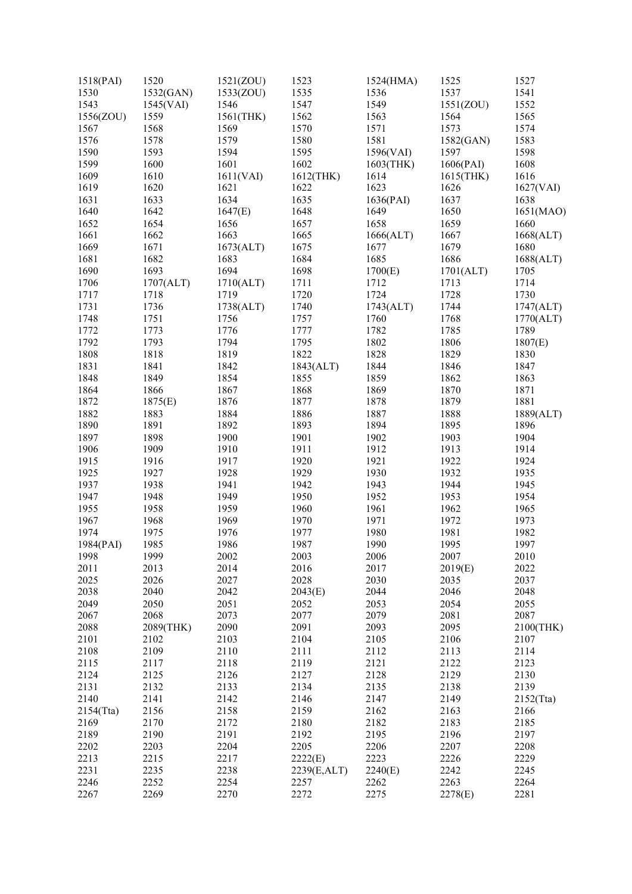| | | | | | | |
|---|---|---|---|---|---|---|
| 1518(PAI) | 1520 | 1521(ZOU) | 1523 | 1524(HMA) | 1525 | 1527 |
| 1530 | 1532(GAN) | 1533(ZOU) | 1535 | 1536 | 1537 | 1541 |
| 1543 | 1545(VAI) | 1546 | 1547 | 1549 | 1551(ZOU) | 1552 |
| 1556(ZOU) | 1559 | 1561(THK) | 1562 | 1563 | 1564 | 1565 |
| 1567 | 1568 | 1569 | 1570 | 1571 | 1573 | 1574 |
| 1576 | 1578 | 1579 | 1580 | 1581 | 1582(GAN) | 1583 |
| 1590 | 1593 | 1594 | 1595 | 1596(VAI) | 1597 | 1598 |
| 1599 | 1600 | 1601 | 1602 | 1603(THK) | 1606(PAI) | 1608 |
| 1609 | 1610 | 1611(VAI) | 1612(THK) | 1614 | 1615(THK) | 1616 |
| 1619 | 1620 | 1621 | 1622 | 1623 | 1626 | 1627(VAI) |
| 1631 | 1633 | 1634 | 1635 | 1636(PAI) | 1637 | 1638 |
| 1640 | 1642 | 1647(E) | 1648 | 1649 | 1650 | 1651(MAO) |
| 1652 | 1654 | 1656 | 1657 | 1658 | 1659 | 1660 |
| 1661 | 1662 | 1663 | 1665 | 1666(ALT) | 1667 | 1668(ALT) |
| 1669 | 1671 | 1673(ALT) | 1675 | 1677 | 1679 | 1680 |
| 1681 | 1682 | 1683 | 1684 | 1685 | 1686 | 1688(ALT) |
| 1690 | 1693 | 1694 | 1698 | 1700(E) | 1701(ALT) | 1705 |
| 1706 | 1707(ALT) | 1710(ALT) | 1711 | 1712 | 1713 | 1714 |
| 1717 | 1718 | 1719 | 1720 | 1724 | 1728 | 1730 |
| 1731 | 1736 | 1738(ALT) | 1740 | 1743(ALT) | 1744 | 1747(ALT) |
| 1748 | 1751 | 1756 | 1757 | 1760 | 1768 | 1770(ALT) |
| 1772 | 1773 | 1776 | 1777 | 1782 | 1785 | 1789 |
| 1792 | 1793 | 1794 | 1795 | 1802 | 1806 | 1807(E) |
| 1808 | 1818 | 1819 | 1822 | 1828 | 1829 | 1830 |
| 1831 | 1841 | 1842 | 1843(ALT) | 1844 | 1846 | 1847 |
| 1848 | 1849 | 1854 | 1855 | 1859 | 1862 | 1863 |
| 1864 | 1866 | 1867 | 1868 | 1869 | 1870 | 1871 |
| 1872 | 1875(E) | 1876 | 1877 | 1878 | 1879 | 1881 |
| 1882 | 1883 | 1884 | 1886 | 1887 | 1888 | 1889(ALT) |
| 1890 | 1891 | 1892 | 1893 | 1894 | 1895 | 1896 |
| 1897 | 1898 | 1900 | 1901 | 1902 | 1903 | 1904 |
| 1906 | 1909 | 1910 | 1911 | 1912 | 1913 | 1914 |
| 1915 | 1916 | 1917 | 1920 | 1921 | 1922 | 1924 |
| 1925 | 1927 | 1928 | 1929 | 1930 | 1932 | 1935 |
| 1937 | 1938 | 1941 | 1942 | 1943 | 1944 | 1945 |
| 1947 | 1948 | 1949 | 1950 | 1952 | 1953 | 1954 |
| 1955 | 1958 | 1959 | 1960 | 1961 | 1962 | 1965 |
| 1967 | 1968 | 1969 | 1970 | 1971 | 1972 | 1973 |
| 1974 | 1975 | 1976 | 1977 | 1980 | 1981 | 1982 |
| 1984(PAI) | 1985 | 1986 | 1987 | 1990 | 1995 | 1997 |
| 1998 | 1999 | 2002 | 2003 | 2006 | 2007 | 2010 |
| 2011 | 2013 | 2014 | 2016 | 2017 | 2019(E) | 2022 |
| 2025 | 2026 | 2027 | 2028 | 2030 | 2035 | 2037 |
| 2038 | 2040 | 2042 | 2043(E) | 2044 | 2046 | 2048 |
| 2049 | 2050 | 2051 | 2052 | 2053 | 2054 | 2055 |
| 2067 | 2068 | 2073 | 2077 | 2079 | 2081 | 2087 |
| 2088 | 2089(THK) | 2090 | 2091 | 2093 | 2095 | 2100(THK) |
| 2101 | 2102 | 2103 | 2104 | 2105 | 2106 | 2107 |
| 2108 | 2109 | 2110 | 2111 | 2112 | 2113 | 2114 |
| 2115 | 2117 | 2118 | 2119 | 2121 | 2122 | 2123 |
| 2124 | 2125 | 2126 | 2127 | 2128 | 2129 | 2130 |
| 2131 | 2132 | 2133 | 2134 | 2135 | 2138 | 2139 |
| 2140 | 2141 | 2142 | 2146 | 2147 | 2149 | 2152(Tta) |
| 2154(Tta) | 2156 | 2158 | 2159 | 2162 | 2163 | 2166 |
| 2169 | 2170 | 2172 | 2180 | 2182 | 2183 | 2185 |
| 2189 | 2190 | 2191 | 2192 | 2195 | 2196 | 2197 |
| 2202 | 2203 | 2204 | 2205 | 2206 | 2207 | 2208 |
| 2213 | 2215 | 2217 | 2222(E) | 2223 | 2226 | 2229 |
| 2231 | 2235 | 2238 | 2239(E,ALT) | 2240(E) | 2242 | 2245 |
| 2246 | 2252 | 2254 | 2257 | 2262 | 2263 | 2264 |
| 2267 | 2269 | 2270 | 2272 | 2275 | 2278(E) | 2281 |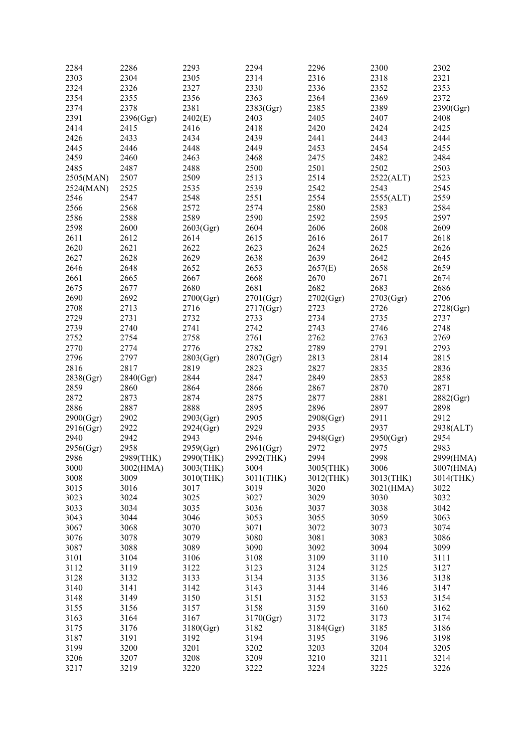| | | | | | | |
|---|---|---|---|---|---|---|
| 2284 | 2286 | 2293 | 2294 | 2296 | 2300 | 2302 |
| 2303 | 2304 | 2305 | 2314 | 2316 | 2318 | 2321 |
| 2324 | 2326 | 2327 | 2330 | 2336 | 2352 | 2353 |
| 2354 | 2355 | 2356 | 2363 | 2364 | 2369 | 2372 |
| 2374 | 2378 | 2381 | 2383(Ggr) | 2385 | 2389 | 2390(Ggr) |
| 2391 | 2396(Ggr) | 2402(E) | 2403 | 2405 | 2407 | 2408 |
| 2414 | 2415 | 2416 | 2418 | 2420 | 2424 | 2425 |
| 2426 | 2433 | 2434 | 2439 | 2441 | 2443 | 2444 |
| 2445 | 2446 | 2448 | 2449 | 2453 | 2454 | 2455 |
| 2459 | 2460 | 2463 | 2468 | 2475 | 2482 | 2484 |
| 2485 | 2487 | 2488 | 2500 | 2501 | 2502 | 2503 |
| 2505(MAN) | 2507 | 2509 | 2513 | 2514 | 2522(ALT) | 2523 |
| 2524(MAN) | 2525 | 2535 | 2539 | 2542 | 2543 | 2545 |
| 2546 | 2547 | 2548 | 2551 | 2554 | 2555(ALT) | 2559 |
| 2566 | 2568 | 2572 | 2574 | 2580 | 2583 | 2584 |
| 2586 | 2588 | 2589 | 2590 | 2592 | 2595 | 2597 |
| 2598 | 2600 | 2603(Ggr) | 2604 | 2606 | 2608 | 2609 |
| 2611 | 2612 | 2614 | 2615 | 2616 | 2617 | 2618 |
| 2620 | 2621 | 2622 | 2623 | 2624 | 2625 | 2626 |
| 2627 | 2628 | 2629 | 2638 | 2639 | 2642 | 2645 |
| 2646 | 2648 | 2652 | 2653 | 2657(E) | 2658 | 2659 |
| 2661 | 2665 | 2667 | 2668 | 2670 | 2671 | 2674 |
| 2675 | 2677 | 2680 | 2681 | 2682 | 2683 | 2686 |
| 2690 | 2692 | 2700(Ggr) | 2701(Ggr) | 2702(Ggr) | 2703(Ggr) | 2706 |
| 2708 | 2713 | 2716 | 2717(Ggr) | 2723 | 2726 | 2728(Ggr) |
| 2729 | 2731 | 2732 | 2733 | 2734 | 2735 | 2737 |
| 2739 | 2740 | 2741 | 2742 | 2743 | 2746 | 2748 |
| 2752 | 2754 | 2758 | 2761 | 2762 | 2763 | 2769 |
| 2770 | 2774 | 2776 | 2782 | 2789 | 2791 | 2793 |
| 2796 | 2797 | 2803(Ggr) | 2807(Ggr) | 2813 | 2814 | 2815 |
| 2816 | 2817 | 2819 | 2823 | 2827 | 2835 | 2836 |
| 2838(Ggr) | 2840(Ggr) | 2844 | 2847 | 2849 | 2853 | 2858 |
| 2859 | 2860 | 2864 | 2866 | 2867 | 2870 | 2871 |
| 2872 | 2873 | 2874 | 2875 | 2877 | 2881 | 2882(Ggr) |
| 2886 | 2887 | 2888 | 2895 | 2896 | 2897 | 2898 |
| 2900(Ggr) | 2902 | 2903(Ggr) | 2905 | 2908(Ggr) | 2911 | 2912 |
| 2916(Ggr) | 2922 | 2924(Ggr) | 2929 | 2935 | 2937 | 2938(ALT) |
| 2940 | 2942 | 2943 | 2946 | 2948(Ggr) | 2950(Ggr) | 2954 |
| 2956(Ggr) | 2958 | 2959(Ggr) | 2961(Ggr) | 2972 | 2975 | 2983 |
| 2986 | 2989(THK) | 2990(THK) | 2992(THK) | 2994 | 2998 | 2999(HMA) |
| 3000 | 3002(HMA) | 3003(THK) | 3004 | 3005(THK) | 3006 | 3007(HMA) |
| 3008 | 3009 | 3010(THK) | 3011(THK) | 3012(THK) | 3013(THK) | 3014(THK) |
| 3015 | 3016 | 3017 | 3019 | 3020 | 3021(HMA) | 3022 |
| 3023 | 3024 | 3025 | 3027 | 3029 | 3030 | 3032 |
| 3033 | 3034 | 3035 | 3036 | 3037 | 3038 | 3042 |
| 3043 | 3044 | 3046 | 3053 | 3055 | 3059 | 3063 |
| 3067 | 3068 | 3070 | 3071 | 3072 | 3073 | 3074 |
| 3076 | 3078 | 3079 | 3080 | 3081 | 3083 | 3086 |
| 3087 | 3088 | 3089 | 3090 | 3092 | 3094 | 3099 |
| 3101 | 3104 | 3106 | 3108 | 3109 | 3110 | 3111 |
| 3112 | 3119 | 3122 | 3123 | 3124 | 3125 | 3127 |
| 3128 | 3132 | 3133 | 3134 | 3135 | 3136 | 3138 |
| 3140 | 3141 | 3142 | 3143 | 3144 | 3146 | 3147 |
| 3148 | 3149 | 3150 | 3151 | 3152 | 3153 | 3154 |
| 3155 | 3156 | 3157 | 3158 | 3159 | 3160 | 3162 |
| 3163 | 3164 | 3167 | 3170(Ggr) | 3172 | 3173 | 3174 |
| 3175 | 3176 | 3180(Ggr) | 3182 | 3184(Ggr) | 3185 | 3186 |
| 3187 | 3191 | 3192 | 3194 | 3195 | 3196 | 3198 |
| 3199 | 3200 | 3201 | 3202 | 3203 | 3204 | 3205 |
| 3206 | 3207 | 3208 | 3209 | 3210 | 3211 | 3214 |
| 3217 | 3219 | 3220 | 3222 | 3224 | 3225 | 3226 |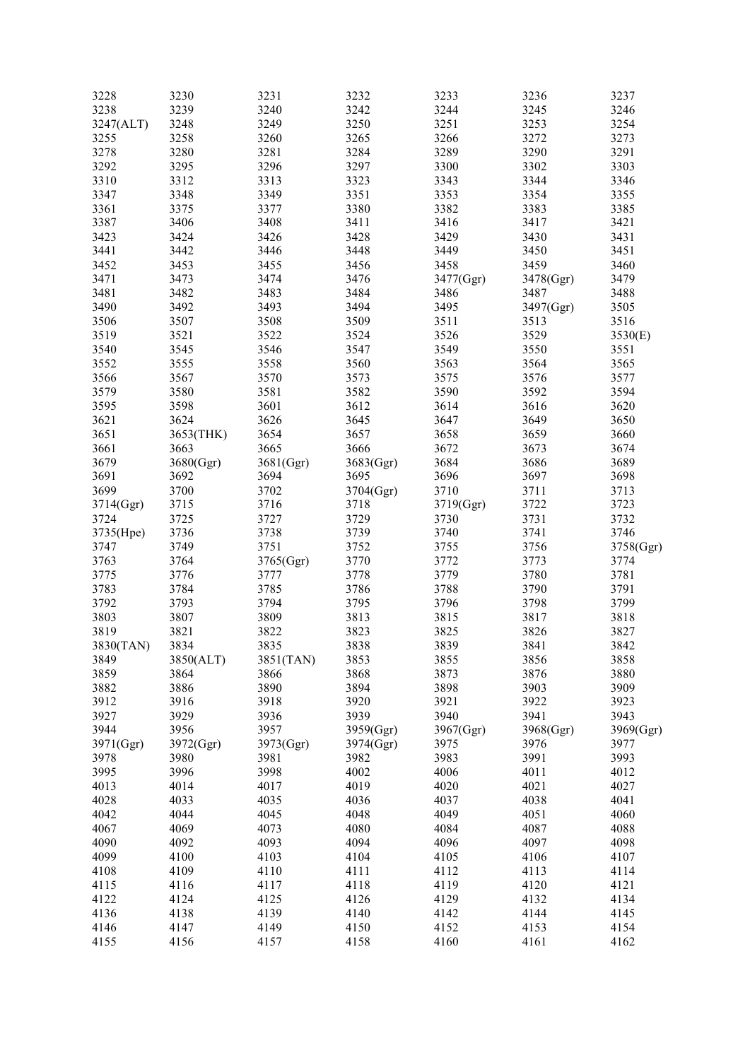| | | | | | | |
|---|---|---|---|---|---|---|
| 3228 | 3230 | 3231 | 3232 | 3233 | 3236 | 3237 |
| 3238 | 3239 | 3240 | 3242 | 3244 | 3245 | 3246 |
| 3247(ALT) | 3248 | 3249 | 3250 | 3251 | 3253 | 3254 |
| 3255 | 3258 | 3260 | 3265 | 3266 | 3272 | 3273 |
| 3278 | 3280 | 3281 | 3284 | 3289 | 3290 | 3291 |
| 3292 | 3295 | 3296 | 3297 | 3300 | 3302 | 3303 |
| 3310 | 3312 | 3313 | 3323 | 3343 | 3344 | 3346 |
| 3347 | 3348 | 3349 | 3351 | 3353 | 3354 | 3355 |
| 3361 | 3375 | 3377 | 3380 | 3382 | 3383 | 3385 |
| 3387 | 3406 | 3408 | 3411 | 3416 | 3417 | 3421 |
| 3423 | 3424 | 3426 | 3428 | 3429 | 3430 | 3431 |
| 3441 | 3442 | 3446 | 3448 | 3449 | 3450 | 3451 |
| 3452 | 3453 | 3455 | 3456 | 3458 | 3459 | 3460 |
| 3471 | 3473 | 3474 | 3476 | 3477(Ggr) | 3478(Ggr) | 3479 |
| 3481 | 3482 | 3483 | 3484 | 3486 | 3487 | 3488 |
| 3490 | 3492 | 3493 | 3494 | 3495 | 3497(Ggr) | 3505 |
| 3506 | 3507 | 3508 | 3509 | 3511 | 3513 | 3516 |
| 3519 | 3521 | 3522 | 3524 | 3526 | 3529 | 3530(E) |
| 3540 | 3545 | 3546 | 3547 | 3549 | 3550 | 3551 |
| 3552 | 3555 | 3558 | 3560 | 3563 | 3564 | 3565 |
| 3566 | 3567 | 3570 | 3573 | 3575 | 3576 | 3577 |
| 3579 | 3580 | 3581 | 3582 | 3590 | 3592 | 3594 |
| 3595 | 3598 | 3601 | 3612 | 3614 | 3616 | 3620 |
| 3621 | 3624 | 3626 | 3645 | 3647 | 3649 | 3650 |
| 3651 | 3653(THK) | 3654 | 3657 | 3658 | 3659 | 3660 |
| 3661 | 3663 | 3665 | 3666 | 3672 | 3673 | 3674 |
| 3679 | 3680(Ggr) | 3681(Ggr) | 3683(Ggr) | 3684 | 3686 | 3689 |
| 3691 | 3692 | 3694 | 3695 | 3696 | 3697 | 3698 |
| 3699 | 3700 | 3702 | 3704(Ggr) | 3710 | 3711 | 3713 |
| 3714(Ggr) | 3715 | 3716 | 3718 | 3719(Ggr) | 3722 | 3723 |
| 3724 | 3725 | 3727 | 3729 | 3730 | 3731 | 3732 |
| 3735(Hpe) | 3736 | 3738 | 3739 | 3740 | 3741 | 3746 |
| 3747 | 3749 | 3751 | 3752 | 3755 | 3756 | 3758(Ggr) |
| 3763 | 3764 | 3765(Ggr) | 3770 | 3772 | 3773 | 3774 |
| 3775 | 3776 | 3777 | 3778 | 3779 | 3780 | 3781 |
| 3783 | 3784 | 3785 | 3786 | 3788 | 3790 | 3791 |
| 3792 | 3793 | 3794 | 3795 | 3796 | 3798 | 3799 |
| 3803 | 3807 | 3809 | 3813 | 3815 | 3817 | 3818 |
| 3819 | 3821 | 3822 | 3823 | 3825 | 3826 | 3827 |
| 3830(TAN) | 3834 | 3835 | 3838 | 3839 | 3841 | 3842 |
| 3849 | 3850(ALT) | 3851(TAN) | 3853 | 3855 | 3856 | 3858 |
| 3859 | 3864 | 3866 | 3868 | 3873 | 3876 | 3880 |
| 3882 | 3886 | 3890 | 3894 | 3898 | 3903 | 3909 |
| 3912 | 3916 | 3918 | 3920 | 3921 | 3922 | 3923 |
| 3927 | 3929 | 3936 | 3939 | 3940 | 3941 | 3943 |
| 3944 | 3956 | 3957 | 3959(Ggr) | 3967(Ggr) | 3968(Ggr) | 3969(Ggr) |
| 3971(Ggr) | 3972(Ggr) | 3973(Ggr) | 3974(Ggr) | 3975 | 3976 | 3977 |
| 3978 | 3980 | 3981 | 3982 | 3983 | 3991 | 3993 |
| 3995 | 3996 | 3998 | 4002 | 4006 | 4011 | 4012 |
| 4013 | 4014 | 4017 | 4019 | 4020 | 4021 | 4027 |
| 4028 | 4033 | 4035 | 4036 | 4037 | 4038 | 4041 |
| 4042 | 4044 | 4045 | 4048 | 4049 | 4051 | 4060 |
| 4067 | 4069 | 4073 | 4080 | 4084 | 4087 | 4088 |
| 4090 | 4092 | 4093 | 4094 | 4096 | 4097 | 4098 |
| 4099 | 4100 | 4103 | 4104 | 4105 | 4106 | 4107 |
| 4108 | 4109 | 4110 | 4111 | 4112 | 4113 | 4114 |
| 4115 | 4116 | 4117 | 4118 | 4119 | 4120 | 4121 |
| 4122 | 4124 | 4125 | 4126 | 4129 | 4132 | 4134 |
| 4136 | 4138 | 4139 | 4140 | 4142 | 4144 | 4145 |
| 4146 | 4147 | 4149 | 4150 | 4152 | 4153 | 4154 |
| 4155 | 4156 | 4157 | 4158 | 4160 | 4161 | 4162 |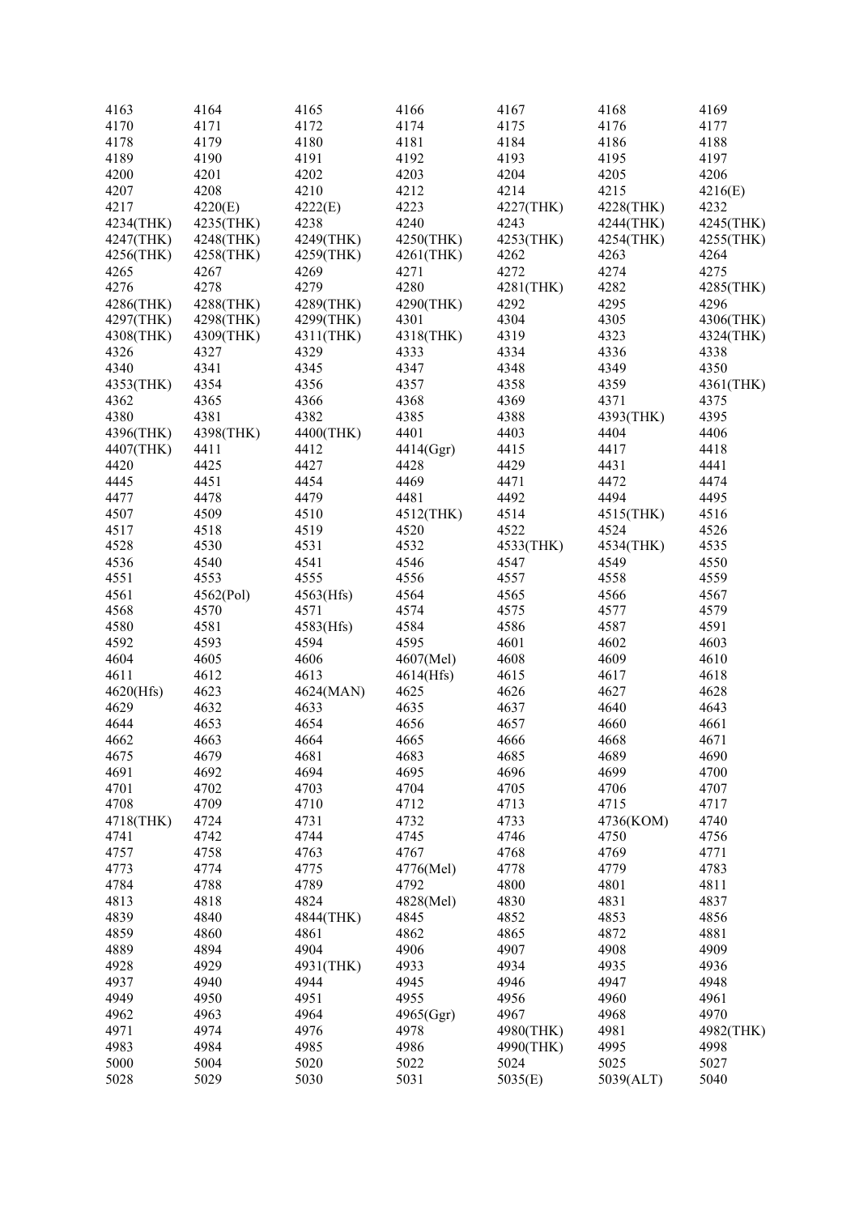| 4163 | 4164 | 4165 | 4166 | 4167 | 4168 | 4169 |
|---|---|---|---|---|---|---|
| 4170 | 4171 | 4172 | 4174 | 4175 | 4176 | 4177 |
| 4178 | 4179 | 4180 | 4181 | 4184 | 4186 | 4188 |
| 4189 | 4190 | 4191 | 4192 | 4193 | 4195 | 4197 |
| 4200 | 4201 | 4202 | 4203 | 4204 | 4205 | 4206 |
| 4207 | 4208 | 4210 | 4212 | 4214 | 4215 | 4216(E) |
| 4217 | 4220(E) | 4222(E) | 4223 | 4227(THK) | 4228(THK) | 4232 |
| 4234(THK) | 4235(THK) | 4238 | 4240 | 4243 | 4244(THK) | 4245(THK) |
| 4247(THK) | 4248(THK) | 4249(THK) | 4250(THK) | 4253(THK) | 4254(THK) | 4255(THK) |
| 4256(THK) | 4258(THK) | 4259(THK) | 4261(THK) | 4262 | 4263 | 4264 |
| 4265 | 4267 | 4269 | 4271 | 4272 | 4274 | 4275 |
| 4276 | 4278 | 4279 | 4280 | 4281(THK) | 4282 | 4285(THK) |
| 4286(THK) | 4288(THK) | 4289(THK) | 4290(THK) | 4292 | 4295 | 4296 |
| 4297(THK) | 4298(THK) | 4299(THK) | 4301 | 4304 | 4305 | 4306(THK) |
| 4308(THK) | 4309(THK) | 4311(THK) | 4318(THK) | 4319 | 4323 | 4324(THK) |
| 4326 | 4327 | 4329 | 4333 | 4334 | 4336 | 4338 |
| 4340 | 4341 | 4345 | 4347 | 4348 | 4349 | 4350 |
| 4353(THK) | 4354 | 4356 | 4357 | 4358 | 4359 | 4361(THK) |
| 4362 | 4365 | 4366 | 4368 | 4369 | 4371 | 4375 |
| 4380 | 4381 | 4382 | 4385 | 4388 | 4393(THK) | 4395 |
| 4396(THK) | 4398(THK) | 4400(THK) | 4401 | 4403 | 4404 | 4406 |
| 4407(THK) | 4411 | 4412 | 4414(Ggr) | 4415 | 4417 | 4418 |
| 4420 | 4425 | 4427 | 4428 | 4429 | 4431 | 4441 |
| 4445 | 4451 | 4454 | 4469 | 4471 | 4472 | 4474 |
| 4477 | 4478 | 4479 | 4481 | 4492 | 4494 | 4495 |
| 4507 | 4509 | 4510 | 4512(THK) | 4514 | 4515(THK) | 4516 |
| 4517 | 4518 | 4519 | 4520 | 4522 | 4524 | 4526 |
| 4528 | 4530 | 4531 | 4532 | 4533(THK) | 4534(THK) | 4535 |
| 4536 | 4540 | 4541 | 4546 | 4547 | 4549 | 4550 |
| 4551 | 4553 | 4555 | 4556 | 4557 | 4558 | 4559 |
| 4561 | 4562(Pol) | 4563(Hfs) | 4564 | 4565 | 4566 | 4567 |
| 4568 | 4570 | 4571 | 4574 | 4575 | 4577 | 4579 |
| 4580 | 4581 | 4583(Hfs) | 4584 | 4586 | 4587 | 4591 |
| 4592 | 4593 | 4594 | 4595 | 4601 | 4602 | 4603 |
| 4604 | 4605 | 4606 | 4607(Mel) | 4608 | 4609 | 4610 |
| 4611 | 4612 | 4613 | 4614(Hfs) | 4615 | 4617 | 4618 |
| 4620(Hfs) | 4623 | 4624(MAN) | 4625 | 4626 | 4627 | 4628 |
| 4629 | 4632 | 4633 | 4635 | 4637 | 4640 | 4643 |
| 4644 | 4653 | 4654 | 4656 | 4657 | 4660 | 4661 |
| 4662 | 4663 | 4664 | 4665 | 4666 | 4668 | 4671 |
| 4675 | 4679 | 4681 | 4683 | 4685 | 4689 | 4690 |
| 4691 | 4692 | 4694 | 4695 | 4696 | 4699 | 4700 |
| 4701 | 4702 | 4703 | 4704 | 4705 | 4706 | 4707 |
| 4708 | 4709 | 4710 | 4712 | 4713 | 4715 | 4717 |
| 4718(THK) | 4724 | 4731 | 4732 | 4733 | 4736(KOM) | 4740 |
| 4741 | 4742 | 4744 | 4745 | 4746 | 4750 | 4756 |
| 4757 | 4758 | 4763 | 4767 | 4768 | 4769 | 4771 |
| 4773 | 4774 | 4775 | 4776(Mel) | 4778 | 4779 | 4783 |
| 4784 | 4788 | 4789 | 4792 | 4800 | 4801 | 4811 |
| 4813 | 4818 | 4824 | 4828(Mel) | 4830 | 4831 | 4837 |
| 4839 | 4840 | 4844(THK) | 4845 | 4852 | 4853 | 4856 |
| 4859 | 4860 | 4861 | 4862 | 4865 | 4872 | 4881 |
| 4889 | 4894 | 4904 | 4906 | 4907 | 4908 | 4909 |
| 4928 | 4929 | 4931(THK) | 4933 | 4934 | 4935 | 4936 |
| 4937 | 4940 | 4944 | 4945 | 4946 | 4947 | 4948 |
| 4949 | 4950 | 4951 | 4955 | 4956 | 4960 | 4961 |
| 4962 | 4963 | 4964 | 4965(Ggr) | 4967 | 4968 | 4970 |
| 4971 | 4974 | 4976 | 4978 | 4980(THK) | 4981 | 4982(THK) |
| 4983 | 4984 | 4985 | 4986 | 4990(THK) | 4995 | 4998 |
| 5000 | 5004 | 5020 | 5022 | 5024 | 5025 | 5027 |
| 5028 | 5029 | 5030 | 5031 | 5035(E) | 5039(ALT) | 5040 |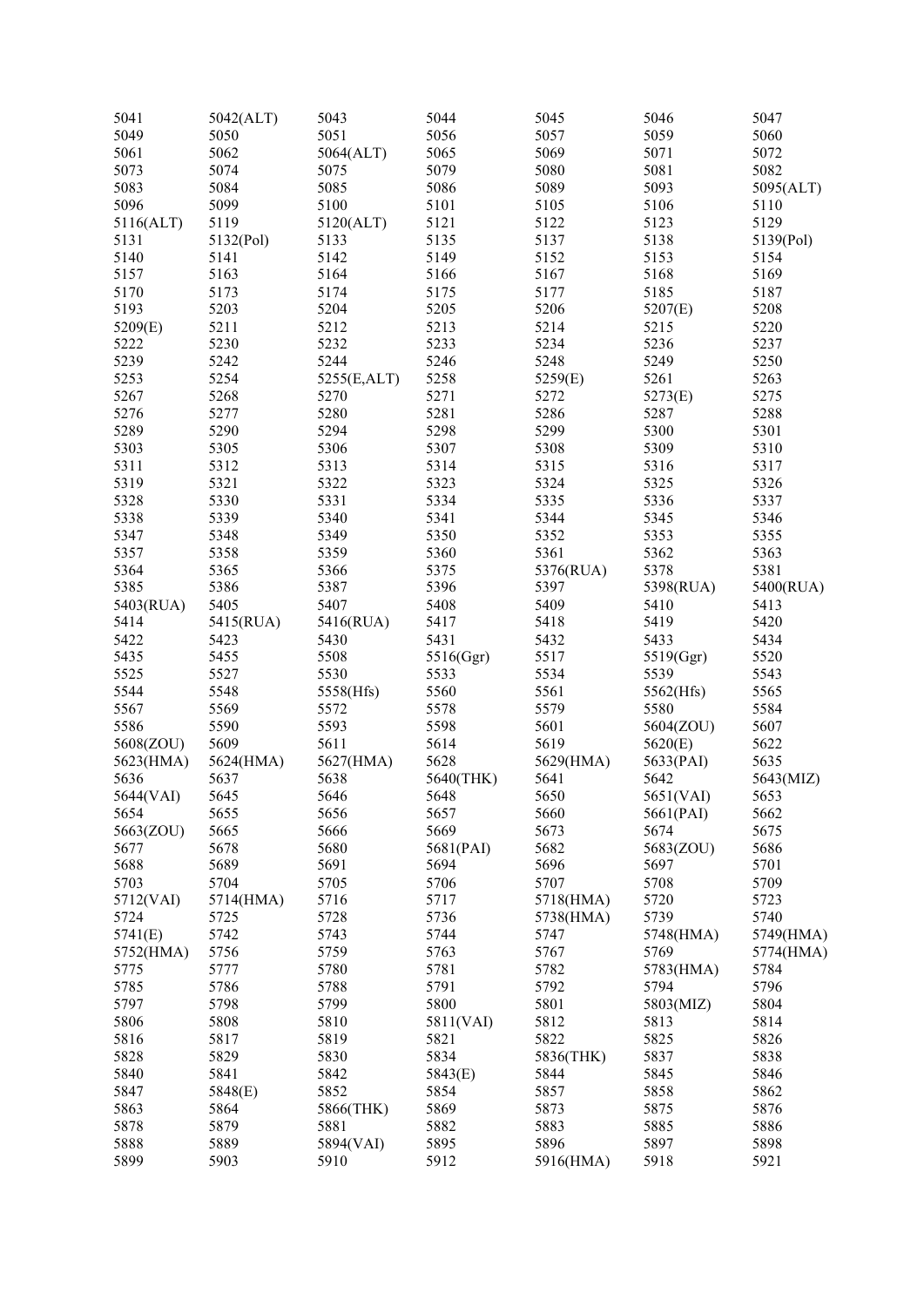| | | | | | | |
|---|---|---|---|---|---|---|
| 5041 | 5042(ALT) | 5043 | 5044 | 5045 | 5046 | 5047 |
| 5049 | 5050 | 5051 | 5056 | 5057 | 5059 | 5060 |
| 5061 | 5062 | 5064(ALT) | 5065 | 5069 | 5071 | 5072 |
| 5073 | 5074 | 5075 | 5079 | 5080 | 5081 | 5082 |
| 5083 | 5084 | 5085 | 5086 | 5089 | 5093 | 5095(ALT) |
| 5096 | 5099 | 5100 | 5101 | 5105 | 5106 | 5110 |
| 5116(ALT) | 5119 | 5120(ALT) | 5121 | 5122 | 5123 | 5129 |
| 5131 | 5132(Pol) | 5133 | 5135 | 5137 | 5138 | 5139(Pol) |
| 5140 | 5141 | 5142 | 5149 | 5152 | 5153 | 5154 |
| 5157 | 5163 | 5164 | 5166 | 5167 | 5168 | 5169 |
| 5170 | 5173 | 5174 | 5175 | 5177 | 5185 | 5187 |
| 5193 | 5203 | 5204 | 5205 | 5206 | 5207(E) | 5208 |
| 5209(E) | 5211 | 5212 | 5213 | 5214 | 5215 | 5220 |
| 5222 | 5230 | 5232 | 5233 | 5234 | 5236 | 5237 |
| 5239 | 5242 | 5244 | 5246 | 5248 | 5249 | 5250 |
| 5253 | 5254 | 5255(E,ALT) | 5258 | 5259(E) | 5261 | 5263 |
| 5267 | 5268 | 5270 | 5271 | 5272 | 5273(E) | 5275 |
| 5276 | 5277 | 5280 | 5281 | 5286 | 5287 | 5288 |
| 5289 | 5290 | 5294 | 5298 | 5299 | 5300 | 5301 |
| 5303 | 5305 | 5306 | 5307 | 5308 | 5309 | 5310 |
| 5311 | 5312 | 5313 | 5314 | 5315 | 5316 | 5317 |
| 5319 | 5321 | 5322 | 5323 | 5324 | 5325 | 5326 |
| 5328 | 5330 | 5331 | 5334 | 5335 | 5336 | 5337 |
| 5338 | 5339 | 5340 | 5341 | 5344 | 5345 | 5346 |
| 5347 | 5348 | 5349 | 5350 | 5352 | 5353 | 5355 |
| 5357 | 5358 | 5359 | 5360 | 5361 | 5362 | 5363 |
| 5364 | 5365 | 5366 | 5375 | 5376(RUA) | 5378 | 5381 |
| 5385 | 5386 | 5387 | 5396 | 5397 | 5398(RUA) | 5400(RUA) |
| 5403(RUA) | 5405 | 5407 | 5408 | 5409 | 5410 | 5413 |
| 5414 | 5415(RUA) | 5416(RUA) | 5417 | 5418 | 5419 | 5420 |
| 5422 | 5423 | 5430 | 5431 | 5432 | 5433 | 5434 |
| 5435 | 5455 | 5508 | 5516(Ggr) | 5517 | 5519(Ggr) | 5520 |
| 5525 | 5527 | 5530 | 5533 | 5534 | 5539 | 5543 |
| 5544 | 5548 | 5558(Hfs) | 5560 | 5561 | 5562(Hfs) | 5565 |
| 5567 | 5569 | 5572 | 5578 | 5579 | 5580 | 5584 |
| 5586 | 5590 | 5593 | 5598 | 5601 | 5604(ZOU) | 5607 |
| 5608(ZOU) | 5609 | 5611 | 5614 | 5619 | 5620(E) | 5622 |
| 5623(HMA) | 5624(HMA) | 5627(HMA) | 5628 | 5629(HMA) | 5633(PAI) | 5635 |
| 5636 | 5637 | 5638 | 5640(THK) | 5641 | 5642 | 5643(MIZ) |
| 5644(VAI) | 5645 | 5646 | 5648 | 5650 | 5651(VAI) | 5653 |
| 5654 | 5655 | 5656 | 5657 | 5660 | 5661(PAI) | 5662 |
| 5663(ZOU) | 5665 | 5666 | 5669 | 5673 | 5674 | 5675 |
| 5677 | 5678 | 5680 | 5681(PAI) | 5682 | 5683(ZOU) | 5686 |
| 5688 | 5689 | 5691 | 5694 | 5696 | 5697 | 5701 |
| 5703 | 5704 | 5705 | 5706 | 5707 | 5708 | 5709 |
| 5712(VAI) | 5714(HMA) | 5716 | 5717 | 5718(HMA) | 5720 | 5723 |
| 5724 | 5725 | 5728 | 5736 | 5738(HMA) | 5739 | 5740 |
| 5741(E) | 5742 | 5743 | 5744 | 5747 | 5748(HMA) | 5749(HMA) |
| 5752(HMA) | 5756 | 5759 | 5763 | 5767 | 5769 | 5774(HMA) |
| 5775 | 5777 | 5780 | 5781 | 5782 | 5783(HMA) | 5784 |
| 5785 | 5786 | 5788 | 5791 | 5792 | 5794 | 5796 |
| 5797 | 5798 | 5799 | 5800 | 5801 | 5803(MIZ) | 5804 |
| 5806 | 5808 | 5810 | 5811(VAI) | 5812 | 5813 | 5814 |
| 5816 | 5817 | 5819 | 5821 | 5822 | 5825 | 5826 |
| 5828 | 5829 | 5830 | 5834 | 5836(THK) | 5837 | 5838 |
| 5840 | 5841 | 5842 | 5843(E) | 5844 | 5845 | 5846 |
| 5847 | 5848(E) | 5852 | 5854 | 5857 | 5858 | 5862 |
| 5863 | 5864 | 5866(THK) | 5869 | 5873 | 5875 | 5876 |
| 5878 | 5879 | 5881 | 5882 | 5883 | 5885 | 5886 |
| 5888 | 5889 | 5894(VAI) | 5895 | 5896 | 5897 | 5898 |
| 5899 | 5903 | 5910 | 5912 | 5916(HMA) | 5918 | 5921 |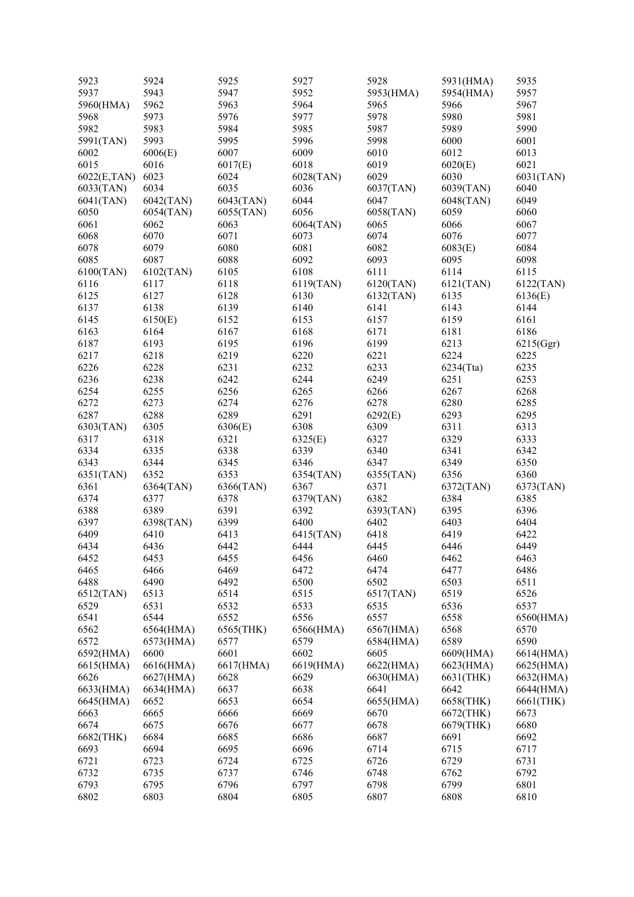| | | | | | | |
|---|---|---|---|---|---|---|
| 5923 | 5924 | 5925 | 5927 | 5928 | 5931(HMA) | 5935 |
| 5937 | 5943 | 5947 | 5952 | 5953(HMA) | 5954(HMA) | 5957 |
| 5960(HMA) | 5962 | 5963 | 5964 | 5965 | 5966 | 5967 |
| 5968 | 5973 | 5976 | 5977 | 5978 | 5980 | 5981 |
| 5982 | 5983 | 5984 | 5985 | 5987 | 5989 | 5990 |
| 5991(TAN) | 5993 | 5995 | 5996 | 5998 | 6000 | 6001 |
| 6002 | 6006(E) | 6007 | 6009 | 6010 | 6012 | 6013 |
| 6015 | 6016 | 6017(E) | 6018 | 6019 | 6020(E) | 6021 |
| 6022(E,TAN) | 6023 | 6024 | 6028(TAN) | 6029 | 6030 | 6031(TAN) |
| 6033(TAN) | 6034 | 6035 | 6036 | 6037(TAN) | 6039(TAN) | 6040 |
| 6041(TAN) | 6042(TAN) | 6043(TAN) | 6044 | 6047 | 6048(TAN) | 6049 |
| 6050 | 6054(TAN) | 6055(TAN) | 6056 | 6058(TAN) | 6059 | 6060 |
| 6061 | 6062 | 6063 | 6064(TAN) | 6065 | 6066 | 6067 |
| 6068 | 6070 | 6071 | 6073 | 6074 | 6076 | 6077 |
| 6078 | 6079 | 6080 | 6081 | 6082 | 6083(E) | 6084 |
| 6085 | 6087 | 6088 | 6092 | 6093 | 6095 | 6098 |
| 6100(TAN) | 6102(TAN) | 6105 | 6108 | 6111 | 6114 | 6115 |
| 6116 | 6117 | 6118 | 6119(TAN) | 6120(TAN) | 6121(TAN) | 6122(TAN) |
| 6125 | 6127 | 6128 | 6130 | 6132(TAN) | 6135 | 6136(E) |
| 6137 | 6138 | 6139 | 6140 | 6141 | 6143 | 6144 |
| 6145 | 6150(E) | 6152 | 6153 | 6157 | 6159 | 6161 |
| 6163 | 6164 | 6167 | 6168 | 6171 | 6181 | 6186 |
| 6187 | 6193 | 6195 | 6196 | 6199 | 6213 | 6215(Ggr) |
| 6217 | 6218 | 6219 | 6220 | 6221 | 6224 | 6225 |
| 6226 | 6228 | 6231 | 6232 | 6233 | 6234(Tta) | 6235 |
| 6236 | 6238 | 6242 | 6244 | 6249 | 6251 | 6253 |
| 6254 | 6255 | 6256 | 6265 | 6266 | 6267 | 6268 |
| 6272 | 6273 | 6274 | 6276 | 6278 | 6280 | 6285 |
| 6287 | 6288 | 6289 | 6291 | 6292(E) | 6293 | 6295 |
| 6303(TAN) | 6305 | 6306(E) | 6308 | 6309 | 6311 | 6313 |
| 6317 | 6318 | 6321 | 6325(E) | 6327 | 6329 | 6333 |
| 6334 | 6335 | 6338 | 6339 | 6340 | 6341 | 6342 |
| 6343 | 6344 | 6345 | 6346 | 6347 | 6349 | 6350 |
| 6351(TAN) | 6352 | 6353 | 6354(TAN) | 6355(TAN) | 6356 | 6360 |
| 6361 | 6364(TAN) | 6366(TAN) | 6367 | 6371 | 6372(TAN) | 6373(TAN) |
| 6374 | 6377 | 6378 | 6379(TAN) | 6382 | 6384 | 6385 |
| 6388 | 6389 | 6391 | 6392 | 6393(TAN) | 6395 | 6396 |
| 6397 | 6398(TAN) | 6399 | 6400 | 6402 | 6403 | 6404 |
| 6409 | 6410 | 6413 | 6415(TAN) | 6418 | 6419 | 6422 |
| 6434 | 6436 | 6442 | 6444 | 6445 | 6446 | 6449 |
| 6452 | 6453 | 6455 | 6456 | 6460 | 6462 | 6463 |
| 6465 | 6466 | 6469 | 6472 | 6474 | 6477 | 6486 |
| 6488 | 6490 | 6492 | 6500 | 6502 | 6503 | 6511 |
| 6512(TAN) | 6513 | 6514 | 6515 | 6517(TAN) | 6519 | 6526 |
| 6529 | 6531 | 6532 | 6533 | 6535 | 6536 | 6537 |
| 6541 | 6544 | 6552 | 6556 | 6557 | 6558 | 6560(HMA) |
| 6562 | 6564(HMA) | 6565(THK) | 6566(HMA) | 6567(HMA) | 6568 | 6570 |
| 6572 | 6573(HMA) | 6577 | 6579 | 6584(HMA) | 6589 | 6590 |
| 6592(HMA) | 6600 | 6601 | 6602 | 6605 | 6609(HMA) | 6614(HMA) |
| 6615(HMA) | 6616(HMA) | 6617(HMA) | 6619(HMA) | 6622(HMA) | 6623(HMA) | 6625(HMA) |
| 6626 | 6627(HMA) | 6628 | 6629 | 6630(HMA) | 6631(THK) | 6632(HMA) |
| 6633(HMA) | 6634(HMA) | 6637 | 6638 | 6641 | 6642 | 6644(HMA) |
| 6645(HMA) | 6652 | 6653 | 6654 | 6655(HMA) | 6658(THK) | 6661(THK) |
| 6663 | 6665 | 6666 | 6669 | 6670 | 6672(THK) | 6673 |
| 6674 | 6675 | 6676 | 6677 | 6678 | 6679(THK) | 6680 |
| 6682(THK) | 6684 | 6685 | 6686 | 6687 | 6691 | 6692 |
| 6693 | 6694 | 6695 | 6696 | 6714 | 6715 | 6717 |
| 6721 | 6723 | 6724 | 6725 | 6726 | 6729 | 6731 |
| 6732 | 6735 | 6737 | 6746 | 6748 | 6762 | 6792 |
| 6793 | 6795 | 6796 | 6797 | 6798 | 6799 | 6801 |
| 6802 | 6803 | 6804 | 6805 | 6807 | 6808 | 6810 |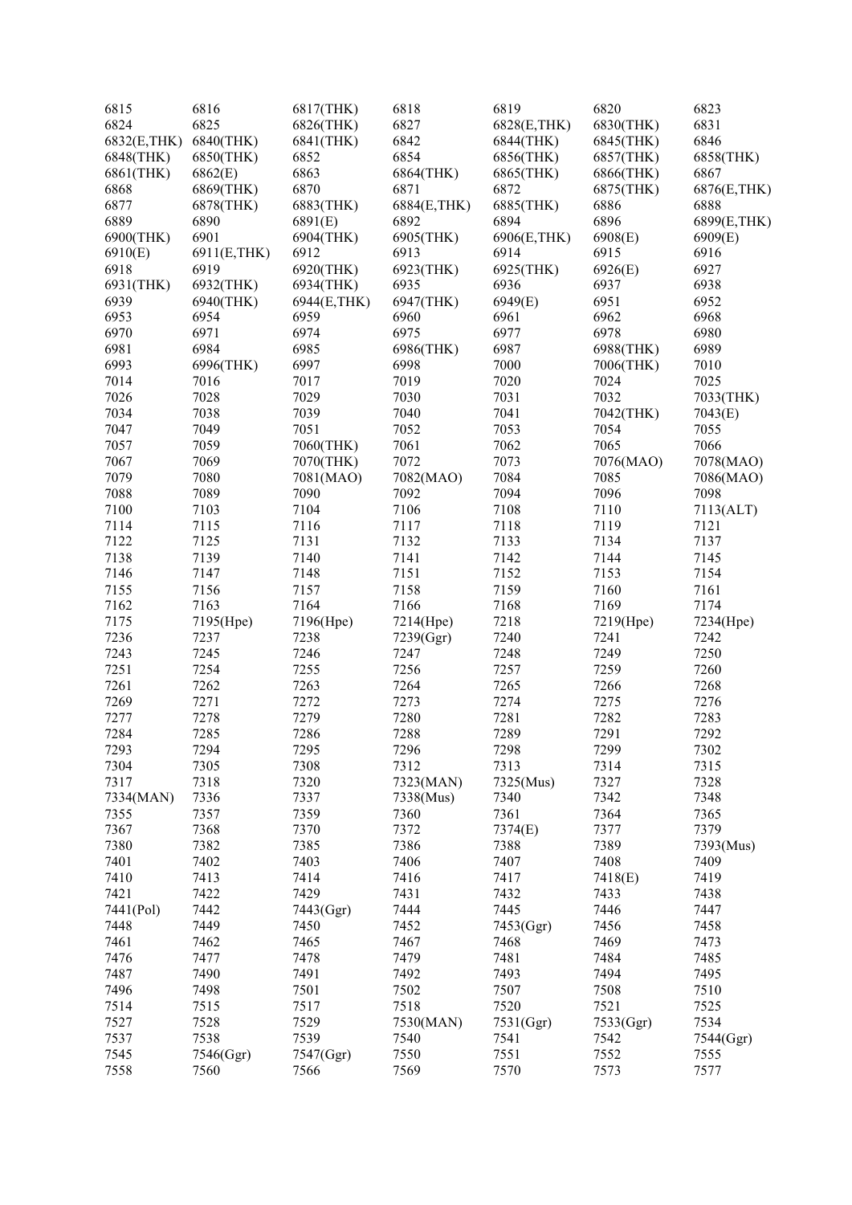| | | | | | | |
|---|---|---|---|---|---|---|
| 6815 | 6816 | 6817(THK) | 6818 | 6819 | 6820 | 6823 |
| 6824 | 6825 | 6826(THK) | 6827 | 6828(E,THK) | 6830(THK) | 6831 |
| 6832(E,THK) | 6840(THK) | 6841(THK) | 6842 | 6844(THK) | 6845(THK) | 6846 |
| 6848(THK) | 6850(THK) | 6852 | 6854 | 6856(THK) | 6857(THK) | 6858(THK) |
| 6861(THK) | 6862(E) | 6863 | 6864(THK) | 6865(THK) | 6866(THK) | 6867 |
| 6868 | 6869(THK) | 6870 | 6871 | 6872 | 6875(THK) | 6876(E,THK) |
| 6877 | 6878(THK) | 6883(THK) | 6884(E,THK) | 6885(THK) | 6886 | 6888 |
| 6889 | 6890 | 6891(E) | 6892 | 6894 | 6896 | 6899(E,THK) |
| 6900(THK) | 6901 | 6904(THK) | 6905(THK) | 6906(E,THK) | 6908(E) | 6909(E) |
| 6910(E) | 6911(E,THK) | 6912 | 6913 | 6914 | 6915 | 6916 |
| 6918 | 6919 | 6920(THK) | 6923(THK) | 6925(THK) | 6926(E) | 6927 |
| 6931(THK) | 6932(THK) | 6934(THK) | 6935 | 6936 | 6937 | 6938 |
| 6939 | 6940(THK) | 6944(E,THK) | 6947(THK) | 6949(E) | 6951 | 6952 |
| 6953 | 6954 | 6959 | 6960 | 6961 | 6962 | 6968 |
| 6970 | 6971 | 6974 | 6975 | 6977 | 6978 | 6980 |
| 6981 | 6984 | 6985 | 6986(THK) | 6987 | 6988(THK) | 6989 |
| 6993 | 6996(THK) | 6997 | 6998 | 7000 | 7006(THK) | 7010 |
| 7014 | 7016 | 7017 | 7019 | 7020 | 7024 | 7025 |
| 7026 | 7028 | 7029 | 7030 | 7031 | 7032 | 7033(THK) |
| 7034 | 7038 | 7039 | 7040 | 7041 | 7042(THK) | 7043(E) |
| 7047 | 7049 | 7051 | 7052 | 7053 | 7054 | 7055 |
| 7057 | 7059 | 7060(THK) | 7061 | 7062 | 7065 | 7066 |
| 7067 | 7069 | 7070(THK) | 7072 | 7073 | 7076(MAO) | 7078(MAO) |
| 7079 | 7080 | 7081(MAO) | 7082(MAO) | 7084 | 7085 | 7086(MAO) |
| 7088 | 7089 | 7090 | 7092 | 7094 | 7096 | 7098 |
| 7100 | 7103 | 7104 | 7106 | 7108 | 7110 | 7113(ALT) |
| 7114 | 7115 | 7116 | 7117 | 7118 | 7119 | 7121 |
| 7122 | 7125 | 7131 | 7132 | 7133 | 7134 | 7137 |
| 7138 | 7139 | 7140 | 7141 | 7142 | 7144 | 7145 |
| 7146 | 7147 | 7148 | 7151 | 7152 | 7153 | 7154 |
| 7155 | 7156 | 7157 | 7158 | 7159 | 7160 | 7161 |
| 7162 | 7163 | 7164 | 7166 | 7168 | 7169 | 7174 |
| 7175 | 7195(Hpe) | 7196(Hpe) | 7214(Hpe) | 7218 | 7219(Hpe) | 7234(Hpe) |
| 7236 | 7237 | 7238 | 7239(Ggr) | 7240 | 7241 | 7242 |
| 7243 | 7245 | 7246 | 7247 | 7248 | 7249 | 7250 |
| 7251 | 7254 | 7255 | 7256 | 7257 | 7259 | 7260 |
| 7261 | 7262 | 7263 | 7264 | 7265 | 7266 | 7268 |
| 7269 | 7271 | 7272 | 7273 | 7274 | 7275 | 7276 |
| 7277 | 7278 | 7279 | 7280 | 7281 | 7282 | 7283 |
| 7284 | 7285 | 7286 | 7288 | 7289 | 7291 | 7292 |
| 7293 | 7294 | 7295 | 7296 | 7298 | 7299 | 7302 |
| 7304 | 7305 | 7308 | 7312 | 7313 | 7314 | 7315 |
| 7317 | 7318 | 7320 | 7323(MAN) | 7325(Mus) | 7327 | 7328 |
| 7334(MAN) | 7336 | 7337 | 7338(Mus) | 7340 | 7342 | 7348 |
| 7355 | 7357 | 7359 | 7360 | 7361 | 7364 | 7365 |
| 7367 | 7368 | 7370 | 7372 | 7374(E) | 7377 | 7379 |
| 7380 | 7382 | 7385 | 7386 | 7388 | 7389 | 7393(Mus) |
| 7401 | 7402 | 7403 | 7406 | 7407 | 7408 | 7409 |
| 7410 | 7413 | 7414 | 7416 | 7417 | 7418(E) | 7419 |
| 7421 | 7422 | 7429 | 7431 | 7432 | 7433 | 7438 |
| 7441(Pol) | 7442 | 7443(Ggr) | 7444 | 7445 | 7446 | 7447 |
| 7448 | 7449 | 7450 | 7452 | 7453(Ggr) | 7456 | 7458 |
| 7461 | 7462 | 7465 | 7467 | 7468 | 7469 | 7473 |
| 7476 | 7477 | 7478 | 7479 | 7481 | 7484 | 7485 |
| 7487 | 7490 | 7491 | 7492 | 7493 | 7494 | 7495 |
| 7496 | 7498 | 7501 | 7502 | 7507 | 7508 | 7510 |
| 7514 | 7515 | 7517 | 7518 | 7520 | 7521 | 7525 |
| 7527 | 7528 | 7529 | 7530(MAN) | 7531(Ggr) | 7533(Ggr) | 7534 |
| 7537 | 7538 | 7539 | 7540 | 7541 | 7542 | 7544(Ggr) |
| 7545 | 7546(Ggr) | 7547(Ggr) | 7550 | 7551 | 7552 | 7555 |
| 7558 | 7560 | 7566 | 7569 | 7570 | 7573 | 7577 |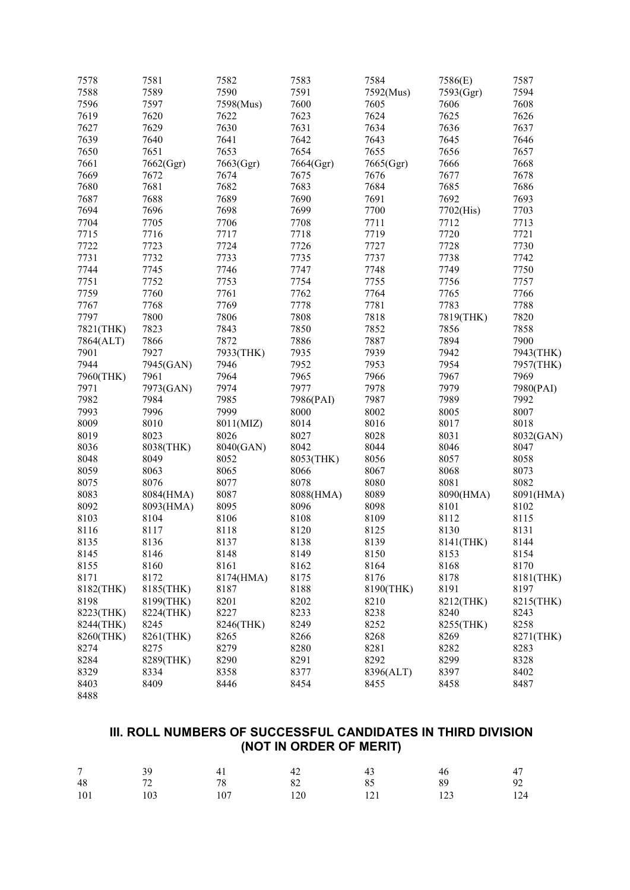| | | | | | | |
|---|---|---|---|---|---|---|
| 7578 | 7581 | 7582 | 7583 | 7584 | 7586(E) | 7587 |
| 7588 | 7589 | 7590 | 7591 | 7592(Mus) | 7593(Ggr) | 7594 |
| 7596 | 7597 | 7598(Mus) | 7600 | 7605 | 7606 | 7608 |
| 7619 | 7620 | 7622 | 7623 | 7624 | 7625 | 7626 |
| 7627 | 7629 | 7630 | 7631 | 7634 | 7636 | 7637 |
| 7639 | 7640 | 7641 | 7642 | 7643 | 7645 | 7646 |
| 7650 | 7651 | 7653 | 7654 | 7655 | 7656 | 7657 |
| 7661 | 7662(Ggr) | 7663(Ggr) | 7664(Ggr) | 7665(Ggr) | 7666 | 7668 |
| 7669 | 7672 | 7674 | 7675 | 7676 | 7677 | 7678 |
| 7680 | 7681 | 7682 | 7683 | 7684 | 7685 | 7686 |
| 7687 | 7688 | 7689 | 7690 | 7691 | 7692 | 7693 |
| 7694 | 7696 | 7698 | 7699 | 7700 | 7702(His) | 7703 |
| 7704 | 7705 | 7706 | 7708 | 7711 | 7712 | 7713 |
| 7715 | 7716 | 7717 | 7718 | 7719 | 7720 | 7721 |
| 7722 | 7723 | 7724 | 7726 | 7727 | 7728 | 7730 |
| 7731 | 7732 | 7733 | 7735 | 7737 | 7738 | 7742 |
| 7744 | 7745 | 7746 | 7747 | 7748 | 7749 | 7750 |
| 7751 | 7752 | 7753 | 7754 | 7755 | 7756 | 7757 |
| 7759 | 7760 | 7761 | 7762 | 7764 | 7765 | 7766 |
| 7767 | 7768 | 7769 | 7778 | 7781 | 7783 | 7788 |
| 7797 | 7800 | 7806 | 7808 | 7818 | 7819(THK) | 7820 |
| 7821(THK) | 7823 | 7843 | 7850 | 7852 | 7856 | 7858 |
| 7864(ALT) | 7866 | 7872 | 7886 | 7887 | 7894 | 7900 |
| 7901 | 7927 | 7933(THK) | 7935 | 7939 | 7942 | 7943(THK) |
| 7944 | 7945(GAN) | 7946 | 7952 | 7953 | 7954 | 7957(THK) |
| 7960(THK) | 7961 | 7964 | 7965 | 7966 | 7967 | 7969 |
| 7971 | 7973(GAN) | 7974 | 7977 | 7978 | 7979 | 7980(PAI) |
| 7982 | 7984 | 7985 | 7986(PAI) | 7987 | 7989 | 7992 |
| 7993 | 7996 | 7999 | 8000 | 8002 | 8005 | 8007 |
| 8009 | 8010 | 8011(MIZ) | 8014 | 8016 | 8017 | 8018 |
| 8019 | 8023 | 8026 | 8027 | 8028 | 8031 | 8032(GAN) |
| 8036 | 8038(THK) | 8040(GAN) | 8042 | 8044 | 8046 | 8047 |
| 8048 | 8049 | 8052 | 8053(THK) | 8056 | 8057 | 8058 |
| 8059 | 8063 | 8065 | 8066 | 8067 | 8068 | 8073 |
| 8075 | 8076 | 8077 | 8078 | 8080 | 8081 | 8082 |
| 8083 | 8084(HMA) | 8087 | 8088(HMA) | 8089 | 8090(HMA) | 8091(HMA) |
| 8092 | 8093(HMA) | 8095 | 8096 | 8098 | 8101 | 8102 |
| 8103 | 8104 | 8106 | 8108 | 8109 | 8112 | 8115 |
| 8116 | 8117 | 8118 | 8120 | 8125 | 8130 | 8131 |
| 8135 | 8136 | 8137 | 8138 | 8139 | 8141(THK) | 8144 |
| 8145 | 8146 | 8148 | 8149 | 8150 | 8153 | 8154 |
| 8155 | 8160 | 8161 | 8162 | 8164 | 8168 | 8170 |
| 8171 | 8172 | 8174(HMA) | 8175 | 8176 | 8178 | 8181(THK) |
| 8182(THK) | 8185(THK) | 8187 | 8188 | 8190(THK) | 8191 | 8197 |
| 8198 | 8199(THK) | 8201 | 8202 | 8210 | 8212(THK) | 8215(THK) |
| 8223(THK) | 8224(THK) | 8227 | 8233 | 8238 | 8240 | 8243 |
| 8244(THK) | 8245 | 8246(THK) | 8249 | 8252 | 8255(THK) | 8258 |
| 8260(THK) | 8261(THK) | 8265 | 8266 | 8268 | 8269 | 8271(THK) |
| 8274 | 8275 | 8279 | 8280 | 8281 | 8282 | 8283 |
| 8284 | 8289(THK) | 8290 | 8291 | 8292 | 8299 | 8328 |
| 8329 | 8334 | 8358 | 8377 | 8396(ALT) | 8397 | 8402 |
| 8403 | 8409 | 8446 | 8454 | 8455 | 8458 | 8487 |
| 8488 | | | | | | |

## III. ROLL NUMBERS OF SUCCESSFUL CANDIDATES IN THIRD DIVISION (NOT IN ORDER OF MERIT)

| | | | | | | |
|---|---|---|---|---|---|---|
| 7 | 39 | 41 | 42 | 43 | 46 | 47 |
| 48 | 72 | 78 | 82 | 85 | 89 | 92 |
| 101 | 103 | 107 | 120 | 121 | 123 | 124 |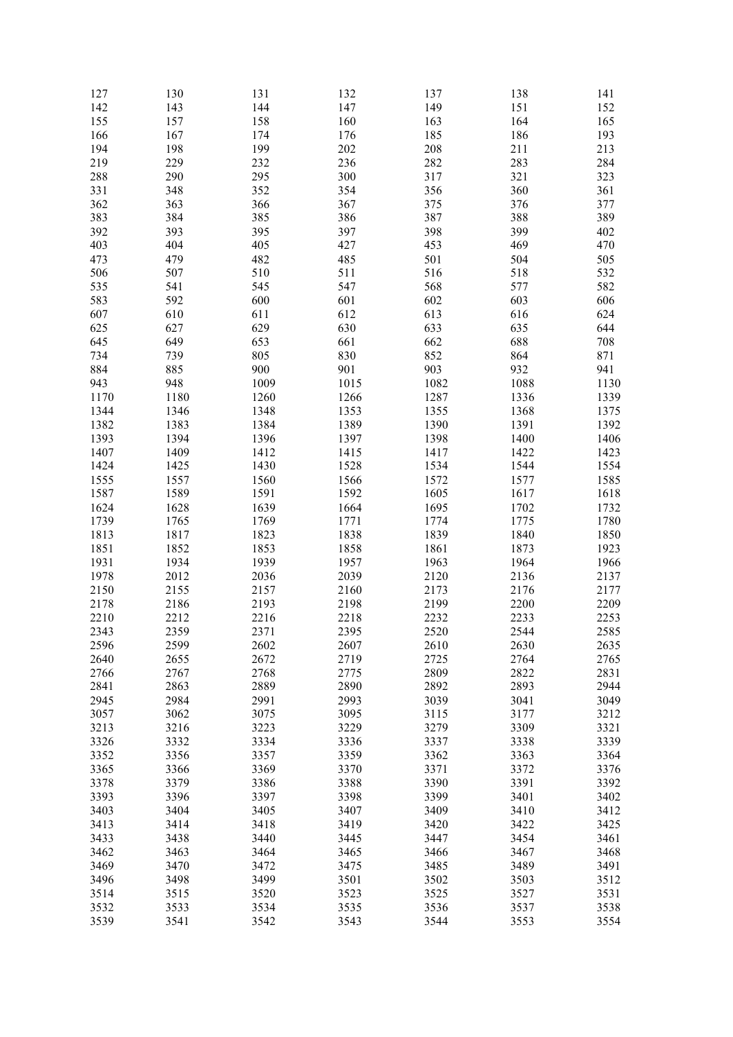| | | | | | | |
|---|---|---|---|---|---|---|
| 127 | 130 | 131 | 132 | 137 | 138 | 141 |
| 142 | 143 | 144 | 147 | 149 | 151 | 152 |
| 155 | 157 | 158 | 160 | 163 | 164 | 165 |
| 166 | 167 | 174 | 176 | 185 | 186 | 193 |
| 194 | 198 | 199 | 202 | 208 | 211 | 213 |
| 219 | 229 | 232 | 236 | 282 | 283 | 284 |
| 288 | 290 | 295 | 300 | 317 | 321 | 323 |
| 331 | 348 | 352 | 354 | 356 | 360 | 361 |
| 362 | 363 | 366 | 367 | 375 | 376 | 377 |
| 383 | 384 | 385 | 386 | 387 | 388 | 389 |
| 392 | 393 | 395 | 397 | 398 | 399 | 402 |
| 403 | 404 | 405 | 427 | 453 | 469 | 470 |
| 473 | 479 | 482 | 485 | 501 | 504 | 505 |
| 506 | 507 | 510 | 511 | 516 | 518 | 532 |
| 535 | 541 | 545 | 547 | 568 | 577 | 582 |
| 583 | 592 | 600 | 601 | 602 | 603 | 606 |
| 607 | 610 | 611 | 612 | 613 | 616 | 624 |
| 625 | 627 | 629 | 630 | 633 | 635 | 644 |
| 645 | 649 | 653 | 661 | 662 | 688 | 708 |
| 734 | 739 | 805 | 830 | 852 | 864 | 871 |
| 884 | 885 | 900 | 901 | 903 | 932 | 941 |
| 943 | 948 | 1009 | 1015 | 1082 | 1088 | 1130 |
| 1170 | 1180 | 1260 | 1266 | 1287 | 1336 | 1339 |
| 1344 | 1346 | 1348 | 1353 | 1355 | 1368 | 1375 |
| 1382 | 1383 | 1384 | 1389 | 1390 | 1391 | 1392 |
| 1393 | 1394 | 1396 | 1397 | 1398 | 1400 | 1406 |
| 1407 | 1409 | 1412 | 1415 | 1417 | 1422 | 1423 |
| 1424 | 1425 | 1430 | 1528 | 1534 | 1544 | 1554 |
| 1555 | 1557 | 1560 | 1566 | 1572 | 1577 | 1585 |
| 1587 | 1589 | 1591 | 1592 | 1605 | 1617 | 1618 |
| 1624 | 1628 | 1639 | 1664 | 1695 | 1702 | 1732 |
| 1739 | 1765 | 1769 | 1771 | 1774 | 1775 | 1780 |
| 1813 | 1817 | 1823 | 1838 | 1839 | 1840 | 1850 |
| 1851 | 1852 | 1853 | 1858 | 1861 | 1873 | 1923 |
| 1931 | 1934 | 1939 | 1957 | 1963 | 1964 | 1966 |
| 1978 | 2012 | 2036 | 2039 | 2120 | 2136 | 2137 |
| 2150 | 2155 | 2157 | 2160 | 2173 | 2176 | 2177 |
| 2178 | 2186 | 2193 | 2198 | 2199 | 2200 | 2209 |
| 2210 | 2212 | 2216 | 2218 | 2232 | 2233 | 2253 |
| 2343 | 2359 | 2371 | 2395 | 2520 | 2544 | 2585 |
| 2596 | 2599 | 2602 | 2607 | 2610 | 2630 | 2635 |
| 2640 | 2655 | 2672 | 2719 | 2725 | 2764 | 2765 |
| 2766 | 2767 | 2768 | 2775 | 2809 | 2822 | 2831 |
| 2841 | 2863 | 2889 | 2890 | 2892 | 2893 | 2944 |
| 2945 | 2984 | 2991 | 2993 | 3039 | 3041 | 3049 |
| 3057 | 3062 | 3075 | 3095 | 3115 | 3177 | 3212 |
| 3213 | 3216 | 3223 | 3229 | 3279 | 3309 | 3321 |
| 3326 | 3332 | 3334 | 3336 | 3337 | 3338 | 3339 |
| 3352 | 3356 | 3357 | 3359 | 3362 | 3363 | 3364 |
| 3365 | 3366 | 3369 | 3370 | 3371 | 3372 | 3376 |
| 3378 | 3379 | 3386 | 3388 | 3390 | 3391 | 3392 |
| 3393 | 3396 | 3397 | 3398 | 3399 | 3401 | 3402 |
| 3403 | 3404 | 3405 | 3407 | 3409 | 3410 | 3412 |
| 3413 | 3414 | 3418 | 3419 | 3420 | 3422 | 3425 |
| 3433 | 3438 | 3440 | 3445 | 3447 | 3454 | 3461 |
| 3462 | 3463 | 3464 | 3465 | 3466 | 3467 | 3468 |
| 3469 | 3470 | 3472 | 3475 | 3485 | 3489 | 3491 |
| 3496 | 3498 | 3499 | 3501 | 3502 | 3503 | 3512 |
| 3514 | 3515 | 3520 | 3523 | 3525 | 3527 | 3531 |
| 3532 | 3533 | 3534 | 3535 | 3536 | 3537 | 3538 |
| 3539 | 3541 | 3542 | 3543 | 3544 | 3553 | 3554 |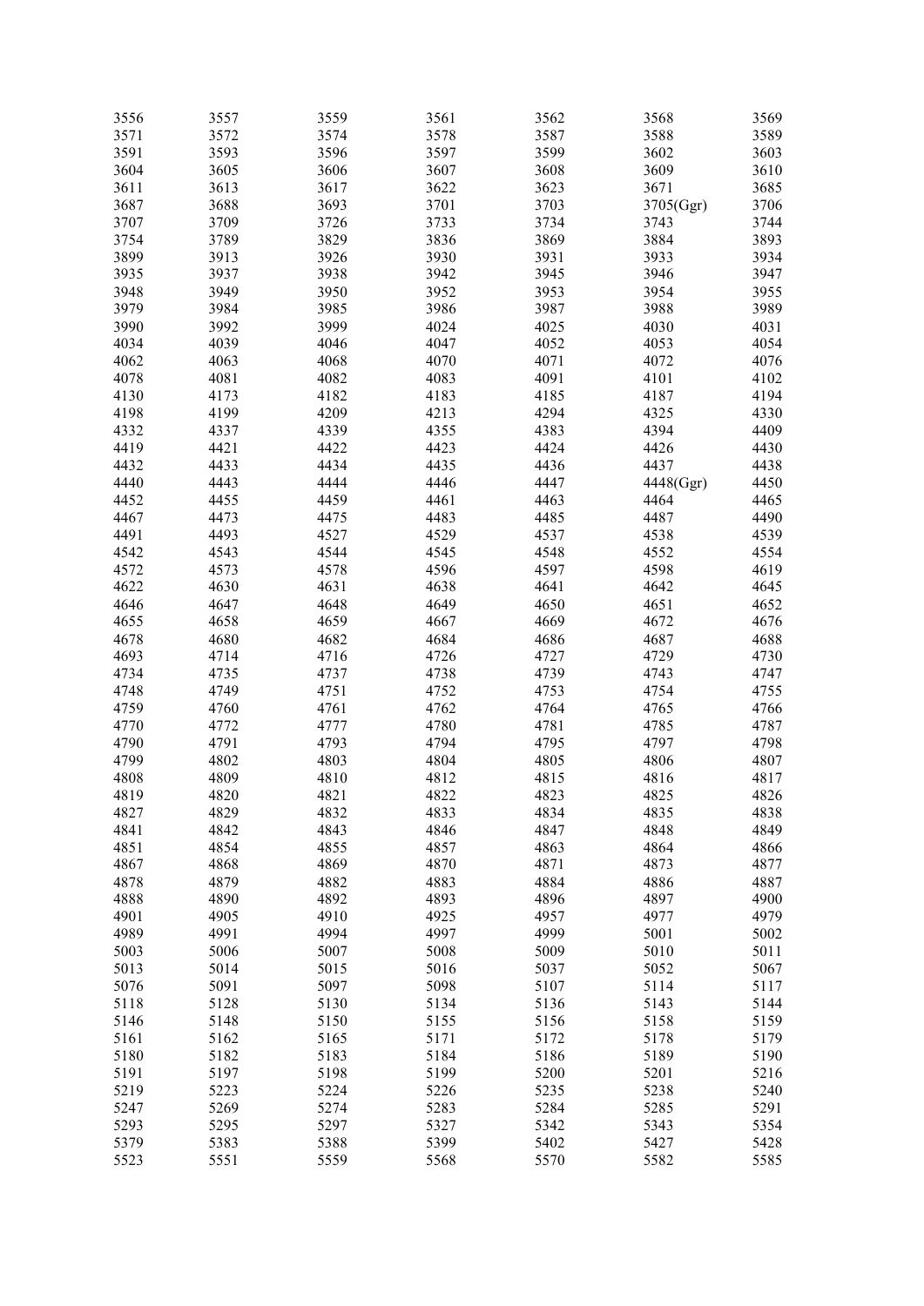| 3556 | 3557 | 3559 | 3561 | 3562 | 3568 | 3569 |
|---|---|---|---|---|---|---|
| 3571 | 3572 | 3574 | 3578 | 3587 | 3588 | 3589 |
| 3591 | 3593 | 3596 | 3597 | 3599 | 3602 | 3603 |
| 3604 | 3605 | 3606 | 3607 | 3608 | 3609 | 3610 |
| 3611 | 3613 | 3617 | 3622 | 3623 | 3671 | 3685 |
| 3687 | 3688 | 3693 | 3701 | 3703 | 3705(Ggr) | 3706 |
| 3707 | 3709 | 3726 | 3733 | 3734 | 3743 | 3744 |
| 3754 | 3789 | 3829 | 3836 | 3869 | 3884 | 3893 |
| 3899 | 3913 | 3926 | 3930 | 3931 | 3933 | 3934 |
| 3935 | 3937 | 3938 | 3942 | 3945 | 3946 | 3947 |
| 3948 | 3949 | 3950 | 3952 | 3953 | 3954 | 3955 |
| 3979 | 3984 | 3985 | 3986 | 3987 | 3988 | 3989 |
| 3990 | 3992 | 3999 | 4024 | 4025 | 4030 | 4031 |
| 4034 | 4039 | 4046 | 4047 | 4052 | 4053 | 4054 |
| 4062 | 4063 | 4068 | 4070 | 4071 | 4072 | 4076 |
| 4078 | 4081 | 4082 | 4083 | 4091 | 4101 | 4102 |
| 4130 | 4173 | 4182 | 4183 | 4185 | 4187 | 4194 |
| 4198 | 4199 | 4209 | 4213 | 4294 | 4325 | 4330 |
| 4332 | 4337 | 4339 | 4355 | 4383 | 4394 | 4409 |
| 4419 | 4421 | 4422 | 4423 | 4424 | 4426 | 4430 |
| 4432 | 4433 | 4434 | 4435 | 4436 | 4437 | 4438 |
| 4440 | 4443 | 4444 | 4446 | 4447 | 4448(Ggr) | 4450 |
| 4452 | 4455 | 4459 | 4461 | 4463 | 4464 | 4465 |
| 4467 | 4473 | 4475 | 4483 | 4485 | 4487 | 4490 |
| 4491 | 4493 | 4527 | 4529 | 4537 | 4538 | 4539 |
| 4542 | 4543 | 4544 | 4545 | 4548 | 4552 | 4554 |
| 4572 | 4573 | 4578 | 4596 | 4597 | 4598 | 4619 |
| 4622 | 4630 | 4631 | 4638 | 4641 | 4642 | 4645 |
| 4646 | 4647 | 4648 | 4649 | 4650 | 4651 | 4652 |
| 4655 | 4658 | 4659 | 4667 | 4669 | 4672 | 4676 |
| 4678 | 4680 | 4682 | 4684 | 4686 | 4687 | 4688 |
| 4693 | 4714 | 4716 | 4726 | 4727 | 4729 | 4730 |
| 4734 | 4735 | 4737 | 4738 | 4739 | 4743 | 4747 |
| 4748 | 4749 | 4751 | 4752 | 4753 | 4754 | 4755 |
| 4759 | 4760 | 4761 | 4762 | 4764 | 4765 | 4766 |
| 4770 | 4772 | 4777 | 4780 | 4781 | 4785 | 4787 |
| 4790 | 4791 | 4793 | 4794 | 4795 | 4797 | 4798 |
| 4799 | 4802 | 4803 | 4804 | 4805 | 4806 | 4807 |
| 4808 | 4809 | 4810 | 4812 | 4815 | 4816 | 4817 |
| 4819 | 4820 | 4821 | 4822 | 4823 | 4825 | 4826 |
| 4827 | 4829 | 4832 | 4833 | 4834 | 4835 | 4838 |
| 4841 | 4842 | 4843 | 4846 | 4847 | 4848 | 4849 |
| 4851 | 4854 | 4855 | 4857 | 4863 | 4864 | 4866 |
| 4867 | 4868 | 4869 | 4870 | 4871 | 4873 | 4877 |
| 4878 | 4879 | 4882 | 4883 | 4884 | 4886 | 4887 |
| 4888 | 4890 | 4892 | 4893 | 4896 | 4897 | 4900 |
| 4901 | 4905 | 4910 | 4925 | 4957 | 4977 | 4979 |
| 4989 | 4991 | 4994 | 4997 | 4999 | 5001 | 5002 |
| 5003 | 5006 | 5007 | 5008 | 5009 | 5010 | 5011 |
| 5013 | 5014 | 5015 | 5016 | 5037 | 5052 | 5067 |
| 5076 | 5091 | 5097 | 5098 | 5107 | 5114 | 5117 |
| 5118 | 5128 | 5130 | 5134 | 5136 | 5143 | 5144 |
| 5146 | 5148 | 5150 | 5155 | 5156 | 5158 | 5159 |
| 5161 | 5162 | 5165 | 5171 | 5172 | 5178 | 5179 |
| 5180 | 5182 | 5183 | 5184 | 5186 | 5189 | 5190 |
| 5191 | 5197 | 5198 | 5199 | 5200 | 5201 | 5216 |
| 5219 | 5223 | 5224 | 5226 | 5235 | 5238 | 5240 |
| 5247 | 5269 | 5274 | 5283 | 5284 | 5285 | 5291 |
| 5293 | 5295 | 5297 | 5327 | 5342 | 5343 | 5354 |
| 5379 | 5383 | 5388 | 5399 | 5402 | 5427 | 5428 |
| 5523 | 5551 | 5559 | 5568 | 5570 | 5582 | 5585 |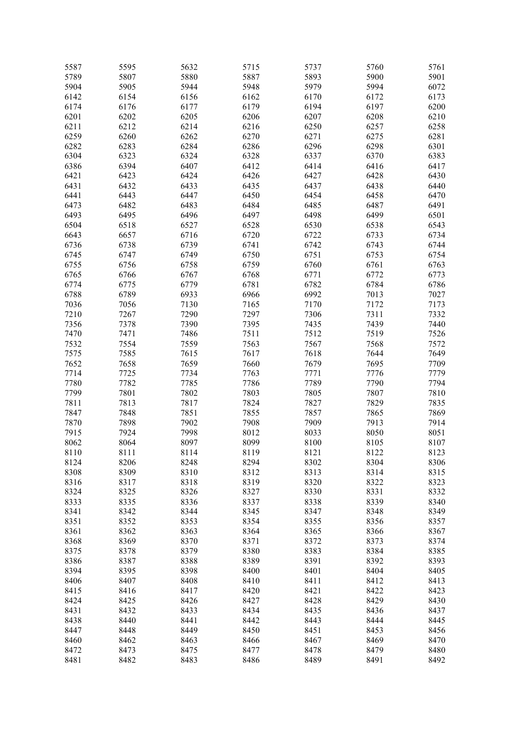| 5587 | 5595 | 5632 | 5715 | 5737 | 5760 | 5761 |
|---|---|---|---|---|---|---|
| 5789 | 5807 | 5880 | 5887 | 5893 | 5900 | 5901 |
| 5904 | 5905 | 5944 | 5948 | 5979 | 5994 | 6072 |
| 6142 | 6154 | 6156 | 6162 | 6170 | 6172 | 6173 |
| 6174 | 6176 | 6177 | 6179 | 6194 | 6197 | 6200 |
| 6201 | 6202 | 6205 | 6206 | 6207 | 6208 | 6210 |
| 6211 | 6212 | 6214 | 6216 | 6250 | 6257 | 6258 |
| 6259 | 6260 | 6262 | 6270 | 6271 | 6275 | 6281 |
| 6282 | 6283 | 6284 | 6286 | 6296 | 6298 | 6301 |
| 6304 | 6323 | 6324 | 6328 | 6337 | 6370 | 6383 |
| 6386 | 6394 | 6407 | 6412 | 6414 | 6416 | 6417 |
| 6421 | 6423 | 6424 | 6426 | 6427 | 6428 | 6430 |
| 6431 | 6432 | 6433 | 6435 | 6437 | 6438 | 6440 |
| 6441 | 6443 | 6447 | 6450 | 6454 | 6458 | 6470 |
| 6473 | 6482 | 6483 | 6484 | 6485 | 6487 | 6491 |
| 6493 | 6495 | 6496 | 6497 | 6498 | 6499 | 6501 |
| 6504 | 6518 | 6527 | 6528 | 6530 | 6538 | 6543 |
| 6643 | 6657 | 6716 | 6720 | 6722 | 6733 | 6734 |
| 6736 | 6738 | 6739 | 6741 | 6742 | 6743 | 6744 |
| 6745 | 6747 | 6749 | 6750 | 6751 | 6753 | 6754 |
| 6755 | 6756 | 6758 | 6759 | 6760 | 6761 | 6763 |
| 6765 | 6766 | 6767 | 6768 | 6771 | 6772 | 6773 |
| 6774 | 6775 | 6779 | 6781 | 6782 | 6784 | 6786 |
| 6788 | 6789 | 6933 | 6966 | 6992 | 7013 | 7027 |
| 7036 | 7056 | 7130 | 7165 | 7170 | 7172 | 7173 |
| 7210 | 7267 | 7290 | 7297 | 7306 | 7311 | 7332 |
| 7356 | 7378 | 7390 | 7395 | 7435 | 7439 | 7440 |
| 7470 | 7471 | 7486 | 7511 | 7512 | 7519 | 7526 |
| 7532 | 7554 | 7559 | 7563 | 7567 | 7568 | 7572 |
| 7575 | 7585 | 7615 | 7617 | 7618 | 7644 | 7649 |
| 7652 | 7658 | 7659 | 7660 | 7679 | 7695 | 7709 |
| 7714 | 7725 | 7734 | 7763 | 7771 | 7776 | 7779 |
| 7780 | 7782 | 7785 | 7786 | 7789 | 7790 | 7794 |
| 7799 | 7801 | 7802 | 7803 | 7805 | 7807 | 7810 |
| 7811 | 7813 | 7817 | 7824 | 7827 | 7829 | 7835 |
| 7847 | 7848 | 7851 | 7855 | 7857 | 7865 | 7869 |
| 7870 | 7898 | 7902 | 7908 | 7909 | 7913 | 7914 |
| 7915 | 7924 | 7998 | 8012 | 8033 | 8050 | 8051 |
| 8062 | 8064 | 8097 | 8099 | 8100 | 8105 | 8107 |
| 8110 | 8111 | 8114 | 8119 | 8121 | 8122 | 8123 |
| 8124 | 8206 | 8248 | 8294 | 8302 | 8304 | 8306 |
| 8308 | 8309 | 8310 | 8312 | 8313 | 8314 | 8315 |
| 8316 | 8317 | 8318 | 8319 | 8320 | 8322 | 8323 |
| 8324 | 8325 | 8326 | 8327 | 8330 | 8331 | 8332 |
| 8333 | 8335 | 8336 | 8337 | 8338 | 8339 | 8340 |
| 8341 | 8342 | 8344 | 8345 | 8347 | 8348 | 8349 |
| 8351 | 8352 | 8353 | 8354 | 8355 | 8356 | 8357 |
| 8361 | 8362 | 8363 | 8364 | 8365 | 8366 | 8367 |
| 8368 | 8369 | 8370 | 8371 | 8372 | 8373 | 8374 |
| 8375 | 8378 | 8379 | 8380 | 8383 | 8384 | 8385 |
| 8386 | 8387 | 8388 | 8389 | 8391 | 8392 | 8393 |
| 8394 | 8395 | 8398 | 8400 | 8401 | 8404 | 8405 |
| 8406 | 8407 | 8408 | 8410 | 8411 | 8412 | 8413 |
| 8415 | 8416 | 8417 | 8420 | 8421 | 8422 | 8423 |
| 8424 | 8425 | 8426 | 8427 | 8428 | 8429 | 8430 |
| 8431 | 8432 | 8433 | 8434 | 8435 | 8436 | 8437 |
| 8438 | 8440 | 8441 | 8442 | 8443 | 8444 | 8445 |
| 8447 | 8448 | 8449 | 8450 | 8451 | 8453 | 8456 |
| 8460 | 8462 | 8463 | 8466 | 8467 | 8469 | 8470 |
| 8472 | 8473 | 8475 | 8477 | 8478 | 8479 | 8480 |
| 8481 | 8482 | 8483 | 8486 | 8489 | 8491 | 8492 |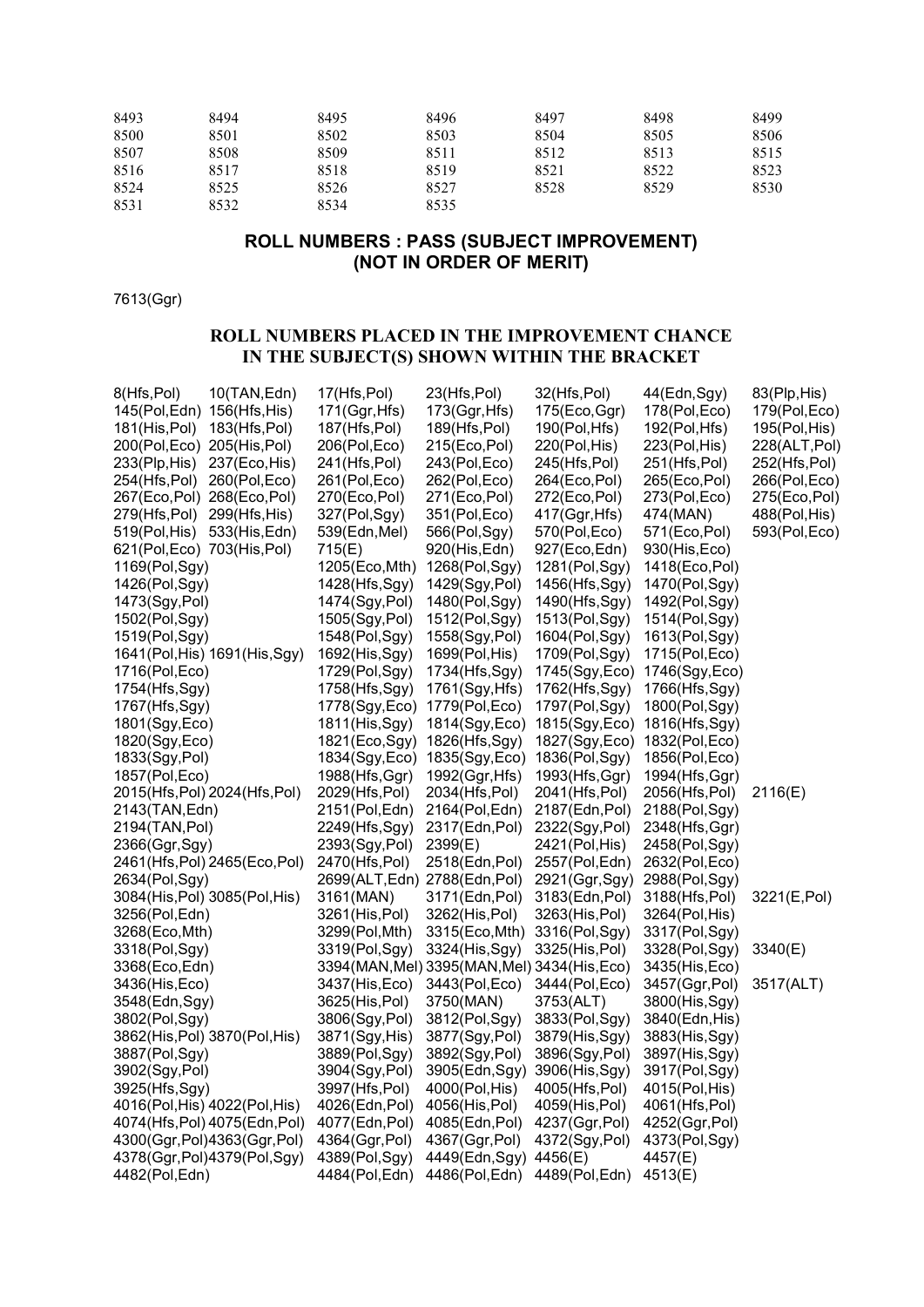| | | | | | | |
|---|---|---|---|---|---|---|
| 8493 | 8494 | 8495 | 8496 | 8497 | 8498 | 8499 |
| 8500 | 8501 | 8502 | 8503 | 8504 | 8505 | 8506 |
| 8507 | 8508 | 8509 | 8511 | 8512 | 8513 | 8515 |
| 8516 | 8517 | 8518 | 8519 | 8521 | 8522 | 8523 |
| 8524 | 8525 | 8526 | 8527 | 8528 | 8529 | 8530 |
| 8531 | 8532 | 8534 | 8535 | | | |

## ROLL NUMBERS : PASS (SUBJECT IMPROVEMENT)
## (NOT IN ORDER OF MERIT)

7613(Ggr)

## ROLL NUMBERS PLACED IN THE IMPROVEMENT CHANCE IN THE SUBJECT(S) SHOWN WITHIN THE BRACKET

8(Hfs,Pol) 10(TAN,Edn) 17(Hfs,Pol) 23(Hfs,Pol) 32(Hfs,Pol) 44(Edn,Sgy) 83(Plp,His)
145(Pol,Edn) 156(Hfs,His) 171(Ggr,Hfs) 173(Ggr,Hfs) 175(Eco,Ggr) 178(Pol,Eco) 179(Pol,Eco)
181(His,Pol) 183(Hfs,Pol) 187(Hfs,Pol) 189(Hfs,Pol) 190(Pol,Hfs) 192(Pol,Hfs) 195(Pol,His)
200(Pol,Eco) 205(His,Pol) 206(Pol,Eco) 215(Eco,Pol) 220(Pol,His) 223(Pol,His) 228(ALT,Pol)
233(Plp,His) 237(Eco,His) 241(Hfs,Pol) 243(Pol,Eco) 245(Hfs,Pol) 251(Hfs,Pol) 252(Hfs,Pol)
254(Hfs,Pol) 260(Pol,Eco) 261(Pol,Eco) 262(Pol,Eco) 264(Eco,Pol) 265(Eco,Pol) 266(Pol,Eco)
267(Eco,Pol) 268(Eco,Pol) 270(Eco,Pol) 271(Eco,Pol) 272(Eco,Pol) 273(Pol,Eco) 275(Eco,Pol)
279(Hfs,Pol) 299(Hfs,His) 327(Pol,Sgy) 351(Pol,Eco) 417(Ggr,Hfs) 474(MAN) 488(Pol,His)
519(Pol,His) 533(His,Edn) 539(Edn,Mel) 566(Pol,Sgy) 570(Pol,Eco) 571(Eco,Pol) 593(Pol,Eco)
621(Pol,Eco) 703(His,Pol) 715(E) 920(His,Edn) 927(Eco,Edn) 930(His,Eco)
1169(Pol,Sgy) 1205(Eco,Mth) 1268(Pol,Sgy) 1281(Pol,Sgy) 1418(Eco,Pol)
1426(Pol,Sgy) 1428(Hfs,Sgy) 1429(Sgy,Pol) 1456(Hfs,Sgy) 1470(Pol,Sgy)
1473(Sgy,Pol) 1474(Sgy,Pol) 1480(Pol,Sgy) 1490(Hfs,Sgy) 1492(Pol,Sgy)
1502(Pol,Sgy) 1505(Sgy,Pol) 1512(Pol,Sgy) 1513(Pol,Sgy) 1514(Pol,Sgy)
1519(Pol,Sgy) 1548(Pol,Sgy) 1558(Sgy,Pol) 1604(Pol,Sgy) 1613(Pol,Sgy)
1641(Pol,His) 1691(His,Sgy) 1692(His,Sgy) 1699(Pol,His) 1709(Pol,Sgy) 1715(Pol,Eco)
1716(Pol,Eco) 1729(Pol,Sgy) 1734(Hfs,Sgy) 1745(Sgy,Eco) 1746(Sgy,Eco)
1754(Hfs,Sgy) 1758(Hfs,Sgy) 1761(Sgy,Hfs) 1762(Hfs,Sgy) 1766(Hfs,Sgy)
1767(Hfs,Sgy) 1778(Sgy,Eco) 1779(Pol,Eco) 1797(Pol,Sgy) 1800(Pol,Sgy)
1801(Sgy,Eco) 1811(His,Sgy) 1814(Sgy,Eco) 1815(Sgy,Eco) 1816(Hfs,Sgy)
1820(Sgy,Eco) 1821(Eco,Sgy) 1826(Hfs,Sgy) 1827(Sgy,Eco) 1832(Pol,Eco)
1833(Sgy,Pol) 1834(Sgy,Eco) 1835(Sgy,Eco) 1836(Pol,Sgy) 1856(Pol,Eco)
1857(Pol,Eco) 1988(Hfs,Ggr) 1992(Ggr,Hfs) 1993(Hfs,Ggr) 1994(Hfs,Ggr)
2015(Hfs,Pol) 2024(Hfs,Pol) 2029(Hfs,Pol) 2034(Hfs,Pol) 2041(Hfs,Pol) 2056(Hfs,Pol) 2116(E)
2143(TAN,Edn) 2151(Pol,Edn) 2164(Pol,Edn) 2187(Edn,Pol) 2188(Pol,Sgy)
2194(TAN,Pol) 2249(Hfs,Sgy) 2317(Edn,Pol) 2322(Sgy,Pol) 2348(Hfs,Ggr)
2366(Ggr,Sgy) 2393(Sgy,Pol) 2399(E) 2421(Pol,His) 2458(Pol,Sgy)
2461(Hfs,Pol) 2465(Eco,Pol) 2470(Hfs,Pol) 2518(Edn,Pol) 2557(Pol,Edn) 2632(Pol,Eco)
2634(Pol,Sgy) 2699(ALT,Edn) 2788(Edn,Pol) 2921(Ggr,Sgy) 2988(Pol,Sgy)
3084(His,Pol) 3085(Pol,His) 3161(MAN) 3171(Edn,Pol) 3183(Edn,Pol) 3188(Hfs,Pol) 3221(E,Pol)
3256(Pol,Edn) 3261(His,Pol) 3262(His,Pol) 3263(His,Pol) 3264(Pol,His)
3268(Eco,Mth) 3299(Pol,Mth) 3315(Eco,Mth) 3316(Pol,Sgy) 3317(Pol,Sgy)
3318(Pol,Sgy) 3319(Pol,Sgy) 3324(His,Sgy) 3325(His,Pol) 3328(Pol,Sgy) 3340(E)
3368(Eco,Edn) 3394(MAN,Mel) 3395(MAN,Mel) 3434(His,Eco) 3435(His,Eco)
3436(His,Eco) 3437(His,Eco) 3443(Pol,Eco) 3444(Pol,Eco) 3457(Ggr,Pol) 3517(ALT)
3548(Edn,Sgy) 3625(His,Pol) 3750(MAN) 3753(ALT) 3800(His,Sgy)
3802(Pol,Sgy) 3806(Sgy,Pol) 3812(Pol,Sgy) 3833(Pol,Sgy) 3840(Edn,His)
3862(His,Pol) 3870(Pol,His) 3871(Sgy,His) 3877(Sgy,Pol) 3879(His,Sgy) 3883(His,Sgy)
3887(Pol,Sgy) 3889(Pol,Sgy) 3892(Sgy,Pol) 3896(Sgy,Pol) 3897(His,Sgy)
3902(Sgy,Pol) 3904(Sgy,Pol) 3905(Edn,Sgy) 3906(His,Sgy) 3917(Pol,Sgy)
3925(Hfs,Sgy) 3997(Hfs,Pol) 4000(Pol,His) 4005(Hfs,Pol) 4015(Pol,His)
4016(Pol,His) 4022(Pol,His) 4026(Edn,Pol) 4056(His,Pol) 4059(His,Pol) 4061(Hfs,Pol)
4074(Hfs,Pol) 4075(Edn,Pol) 4077(Edn,Pol) 4085(Edn,Pol) 4237(Ggr,Pol) 4252(Ggr,Pol)
4300(Ggr,Pol) 4363(Ggr,Pol) 4364(Ggr,Pol) 4367(Ggr,Pol) 4372(Sgy,Pol) 4373(Pol,Sgy)
4378(Ggr,Pol) 4379(Pol,Sgy) 4389(Pol,Sgy) 4449(Edn,Sgy) 4456(E) 4457(E)
4482(Pol,Edn) 4484(Pol,Edn) 4486(Pol,Edn) 4489(Pol,Edn) 4513(E)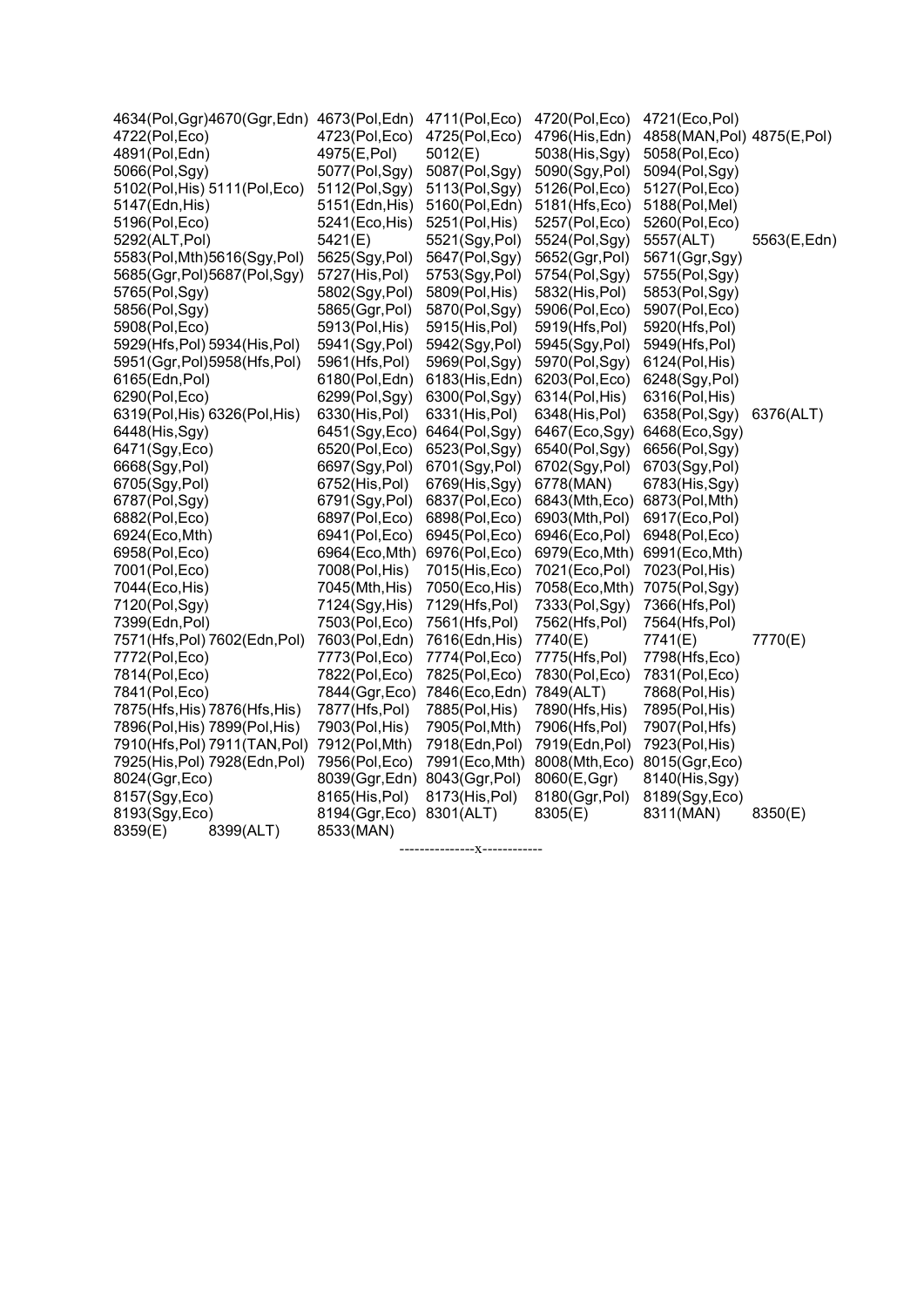4634(Pol,Ggr) 4670(Ggr,Edn) 4673(Pol,Edn) 4711(Pol,Eco) 4720(Pol,Eco) 4721(Eco,Pol)
4722(Pol,Eco) 4723(Pol,Eco) 4725(Pol,Eco) 4796(His,Edn) 4858(MAN,Pol) 4875(E,Pol)
4891(Pol,Edn) 4975(E,Pol) 5012(E) 5038(His,Sgy) 5058(Pol,Eco)
5066(Pol,Sgy) 5077(Pol,Sgy) 5087(Pol,Sgy) 5090(Sgy,Pol) 5094(Pol,Sgy)
5102(Pol,His) 5111(Pol,Eco) 5112(Pol,Sgy) 5113(Pol,Sgy) 5126(Pol,Eco) 5127(Pol,Eco)
5147(Edn,His) 5151(Edn,His) 5160(Pol,Edn) 5181(Hfs,Eco) 5188(Pol,Mel)
5196(Pol,Eco) 5241(Eco,His) 5251(Pol,His) 5257(Pol,Eco) 5260(Pol,Eco)
5292(ALT,Pol) 5421(E) 5521(Sgy,Pol) 5524(Pol,Sgy) 5557(ALT) 5563(E,Edn)
5583(Pol,Mth) 5616(Sgy,Pol) 5625(Sgy,Pol) 5647(Pol,Sgy) 5652(Ggr,Pol) 5671(Ggr,Sgy)
5685(Ggr,Pol) 5687(Pol,Sgy) 5727(His,Pol) 5753(Sgy,Pol) 5754(Pol,Sgy) 5755(Pol,Sgy)
5765(Pol,Sgy) 5802(Sgy,Pol) 5809(Pol,His) 5832(His,Pol) 5853(Pol,Sgy)
5856(Pol,Sgy) 5865(Ggr,Pol) 5870(Pol,Sgy) 5906(Pol,Eco) 5907(Pol,Eco)
5908(Pol,Eco) 5913(Pol,His) 5915(His,Pol) 5919(Hfs,Pol) 5920(Hfs,Pol)
5929(Hfs,Pol) 5934(His,Pol) 5941(Sgy,Pol) 5942(Sgy,Pol) 5945(Sgy,Pol) 5949(Hfs,Pol)
5951(Ggr,Pol) 5958(Hfs,Pol) 5961(Hfs,Pol) 5969(Pol,Sgy) 5970(Pol,Sgy) 6124(Pol,His)
6165(Edn,Pol) 6180(Pol,Edn) 6183(His,Edn) 6203(Pol,Eco) 6248(Sgy,Pol)
6290(Pol,Eco) 6299(Pol,Sgy) 6300(Pol,Sgy) 6314(Pol,His) 6316(Pol,His)
6319(Pol,His) 6326(Pol,His) 6330(His,Pol) 6331(His,Pol) 6348(His,Pol) 6358(Pol,Sgy) 6376(ALT)
6448(His,Sgy) 6451(Sgy,Eco) 6464(Pol,Sgy) 6467(Eco,Sgy) 6468(Eco,Sgy)
6471(Sgy,Eco) 6520(Pol,Eco) 6523(Pol,Sgy) 6540(Pol,Sgy) 6656(Pol,Sgy)
6668(Sgy,Pol) 6697(Sgy,Pol) 6701(Sgy,Pol) 6702(Sgy,Pol) 6703(Sgy,Pol)
6705(Sgy,Pol) 6752(His,Pol) 6769(His,Sgy) 6778(MAN) 6783(His,Sgy)
6787(Pol,Sgy) 6791(Sgy,Pol) 6837(Pol,Eco) 6843(Mth,Eco) 6873(Pol,Mth)
6882(Pol,Eco) 6897(Pol,Eco) 6898(Pol,Eco) 6903(Mth,Pol) 6917(Eco,Pol)
6924(Eco,Mth) 6941(Pol,Eco) 6945(Pol,Eco) 6946(Eco,Pol) 6948(Pol,Eco)
6958(Pol,Eco) 6964(Eco,Mth) 6976(Pol,Eco) 6979(Eco,Mth) 6991(Eco,Mth)
7001(Pol,Eco) 7008(Pol,His) 7015(His,Eco) 7021(Eco,Pol) 7023(Pol,His)
7044(Eco,His) 7045(Mth,His) 7050(Eco,His) 7058(Eco,Mth) 7075(Pol,Sgy)
7120(Pol,Sgy) 7124(Sgy,His) 7129(Hfs,Pol) 7333(Pol,Sgy) 7366(Hfs,Pol)
7399(Edn,Pol) 7503(Pol,Eco) 7561(Hfs,Pol) 7562(Hfs,Pol) 7564(Hfs,Pol)
7571(Hfs,Pol) 7602(Edn,Pol) 7603(Pol,Edn) 7616(Edn,His) 7740(E) 7741(E) 7770(E)
7772(Pol,Eco) 7773(Pol,Eco) 7774(Pol,Eco) 7775(Hfs,Pol) 7798(Hfs,Eco)
7814(Pol,Eco) 7822(Pol,Eco) 7825(Pol,Eco) 7830(Pol,Eco) 7831(Pol,Eco)
7841(Pol,Eco) 7844(Ggr,Eco) 7846(Eco,Edn) 7849(ALT) 7868(Pol,His)
7875(Hfs,His) 7876(Hfs,His) 7877(Hfs,Pol) 7885(Pol,His) 7890(Hfs,His) 7895(Pol,His)
7896(Pol,His) 7899(Pol,His) 7903(Pol,His) 7905(Pol,Mth) 7906(Hfs,Pol) 7907(Pol,Hfs)
7910(Hfs,Pol) 7911(TAN,Pol) 7912(Pol,Mth) 7918(Edn,Pol) 7919(Edn,Pol) 7923(Pol,His)
7925(His,Pol) 7928(Edn,Pol) 7956(Pol,Eco) 7991(Eco,Mth) 8008(Mth,Eco) 8015(Ggr,Eco)
8024(Ggr,Eco) 8039(Ggr,Edn) 8043(Ggr,Pol) 8060(E,Ggr) 8140(His,Sgy)
8157(Sgy,Eco) 8165(His,Pol) 8173(His,Pol) 8180(Ggr,Pol) 8189(Sgy,Eco)
8193(Sgy,Eco) 8194(Ggr,Eco) 8301(ALT) 8305(E) 8311(MAN) 8350(E)
8359(E) 8399(ALT) 8533(MAN)

---------------x------------